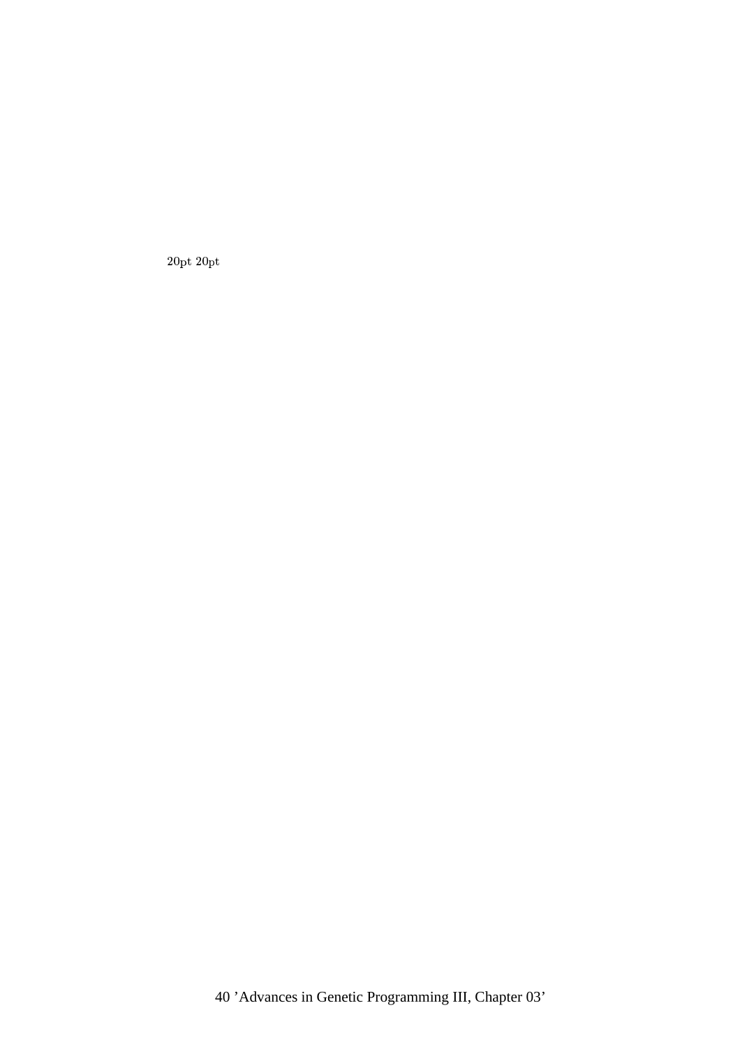20pt 20pt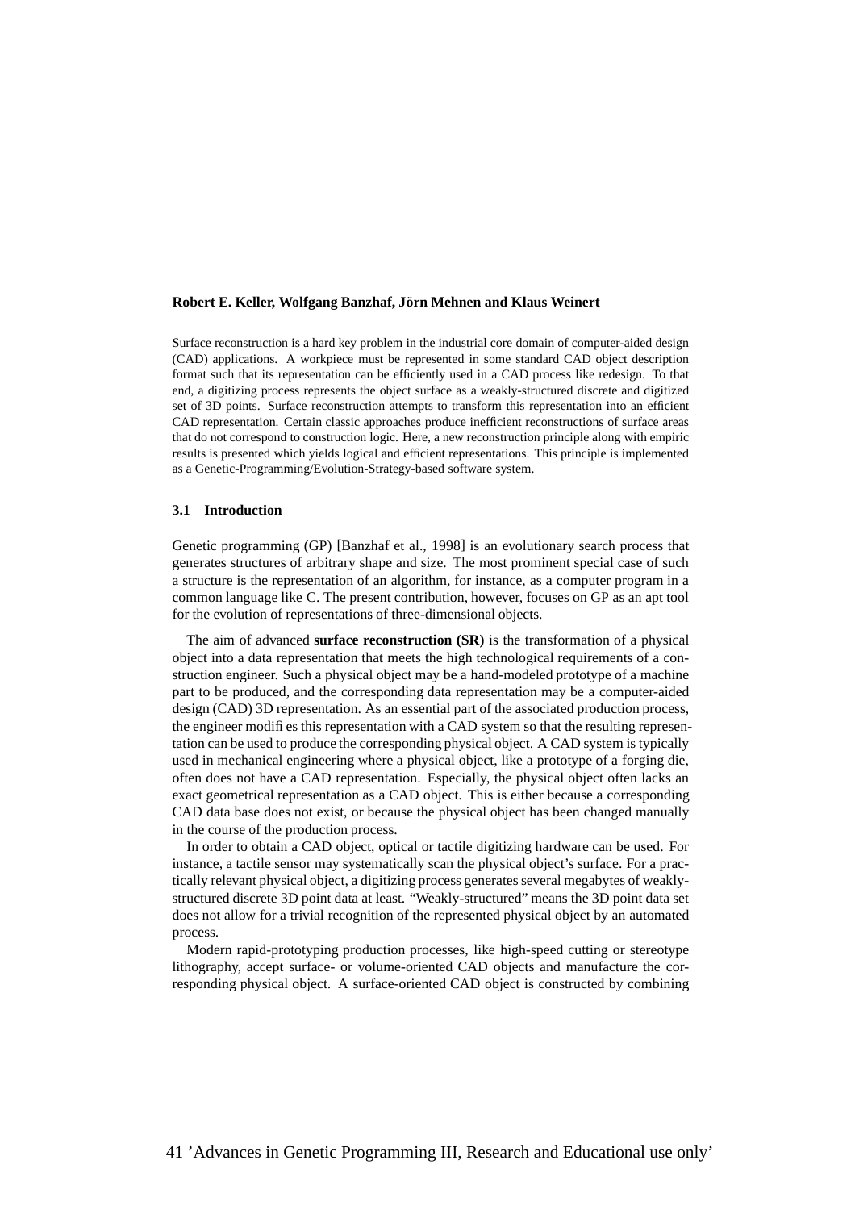**Robert E. Keller, Wolfgang Banzhaf, Jörn Mehnen and Klaus Weinert**

Surface reconstruction is a hard key problem in the industrial core domain of computer-aided design (CAD) applications. A workpiece must be represented in some standard CAD object description format such that its representation can be efficiently used in a CAD process like redesign. To that end, a digitizing process represents the object surface as a weakly-structured discrete and digitized set of 3D points. Surface reconstruction attempts to transform this representation into an efficient CAD representation. Certain classic approaches produce inefficient reconstructions of surface areas that do not correspond to construction logic. Here, a new reconstruction principle along with empiric results is presented which yields logical and efficient representations. This principle is implemented as a Genetic-Programming/Evolution-Strategy-based software system.

### 3.1 Introduction

Genetic programming (GP) [Banzhaf et al., 1998] is an evolutionary search process that generates structures of arbitrary shape and size. The most prominent special case of such a structure is the representation of an algorithm, for instance, as a computer program in a common language like C. The present contribution, however, focuses on GP as an apt tool for the evolution of representations of three-dimensional objects.

The aim of advanced **surface reconstruction (SR)** is the transformation of a physical object into a data representation that meets the high technological requirements of a construction engineer. Such a physical object may be a hand-modeled prototype of a machine part to be produced, and the corresponding data representation may be a computer-aided design (CAD) 3D representation. As an essential part of the associated production process, the engineer modifies this representation with a CAD system so that the resulting representation can be used to produce the corresponding physical object. A CAD system is typically used in mechanical engineering where a physical object, like a prototype of a forging die, often does not have a CAD representation. Especially, the physical object often lacks an exact geometrical representation as a CAD object. This is either because a corresponding CAD data base does not exist, or because the physical object has been changed manually in the course of the production process.

In order to obtain a CAD object, optical or tactile digitizing hardware can be used. For instance, a tactile sensor may systematically scan the physical object's surface. For a practically relevant physical object, a digitizing process generates several megabytes of weakly-structured discrete 3D point data at least. "Weakly-structured" means the 3D point data set does not allow for a trivial recognition of the represented physical object by an automated process.

Modern rapid-prototyping production processes, like high-speed cutting or stereotype lithography, accept surface- or volume-oriented CAD objects and manufacture the corresponding physical object. A surface-oriented CAD object is constructed by combining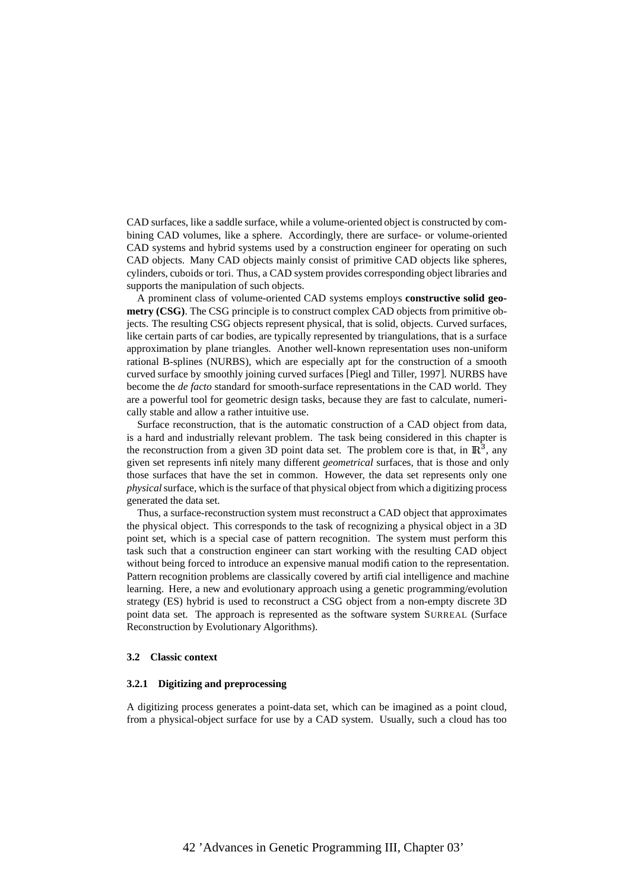CAD surfaces, like a saddle surface, while a volume-oriented object is constructed by combining CAD volumes, like a sphere. Accordingly, there are surface- or volume-oriented CAD systems and hybrid systems used by a construction engineer for operating on such CAD objects. Many CAD objects mainly consist of primitive CAD objects like spheres, cylinders, cuboids or tori. Thus, a CAD system provides corresponding object libraries and supports the manipulation of such objects.

A prominent class of volume-oriented CAD systems employs **constructive solid geometry (CSG)**. The CSG principle is to construct complex CAD objects from primitive objects. The resulting CSG objects represent physical, that is solid, objects. Curved surfaces, like certain parts of car bodies, are typically represented by triangulations, that is a surface approximation by plane triangles. Another well-known representation uses non-uniform rational B-splines (NURBS), which are especially apt for the construction of a smooth curved surface by smoothly joining curved surfaces [Piegl and Tiller, 1997]. NURBS have become the *de facto* standard for smooth-surface representations in the CAD world. They are a powerful tool for geometric design tasks, because they are fast to calculate, numerically stable and allow a rather intuitive use.

Surface reconstruction, that is the automatic construction of a CAD object from data, is a hard and industrially relevant problem. The task being considered in this chapter is the reconstruction from a given 3D point data set. The problem core is that, in $\mathbb{R}^3$, any given set represents infinitely many different *geometrical* surfaces, that is those and only those surfaces that have the set in common. However, the data set represents only one *physical* surface, which is the surface of that physical object from which a digitizing process generated the data set.

Thus, a surface-reconstruction system must reconstruct a CAD object that approximates the physical object. This corresponds to the task of recognizing a physical object in a 3D point set, which is a special case of pattern recognition. The system must perform this task such that a construction engineer can start working with the resulting CAD object without being forced to introduce an expensive manual modification to the representation. Pattern recognition problems are classically covered by artificial intelligence and machine learning. Here, a new and evolutionary approach using a genetic programming/evolution strategy (ES) hybrid is used to reconstruct a CSG object from a non-empty discrete 3D point data set. The approach is represented as the software system SURREAL (Surface Reconstruction by Evolutionary Algorithms).

### 3.2 Classic context

#### 3.2.1 Digitizing and preprocessing

A digitizing process generates a point-data set, which can be imagined as a point cloud, from a physical-object surface for use by a CAD system. Usually, such a cloud has too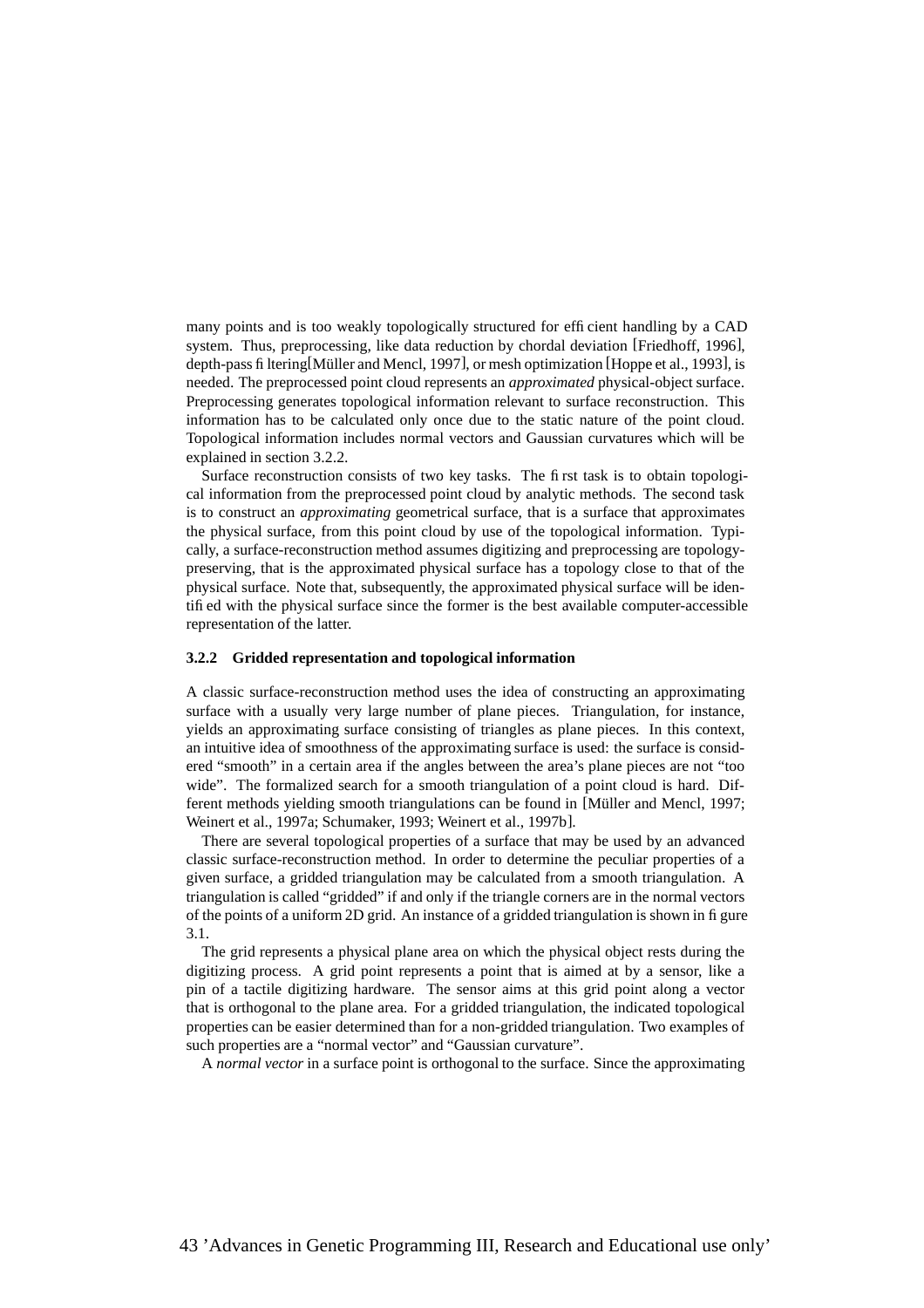many points and is too weakly topologically structured for efficient handling by a CAD system. Thus, preprocessing, like data reduction by chordal deviation [Friedhoff, 1996], depth-pass filtering[Müller and Mencl, 1997], or mesh optimization [Hoppe et al., 1993], is needed. The preprocessed point cloud represents an *approximated* physical-object surface. Preprocessing generates topological information relevant to surface reconstruction. This information has to be calculated only once due to the static nature of the point cloud. Topological information includes normal vectors and Gaussian curvatures which will be explained in section 3.2.2.

Surface reconstruction consists of two key tasks. The first task is to obtain topological information from the preprocessed point cloud by analytic methods. The second task is to construct an *approximating* geometrical surface, that is a surface that approximates the physical surface, from this point cloud by use of the topological information. Typically, a surface-reconstruction method assumes digitizing and preprocessing are topology-preserving, that is the approximated physical surface has a topology close to that of the physical surface. Note that, subsequently, the approximated physical surface will be identified with the physical surface since the former is the best available computer-accessible representation of the latter.

### 3.2.2 Gridded representation and topological information

A classic surface-reconstruction method uses the idea of constructing an approximating surface with a usually very large number of plane pieces. Triangulation, for instance, yields an approximating surface consisting of triangles as plane pieces. In this context, an intuitive idea of smoothness of the approximating surface is used: the surface is considered "smooth" in a certain area if the angles between the area's plane pieces are not "too wide". The formalized search for a smooth triangulation of a point cloud is hard. Different methods yielding smooth triangulations can be found in [Müller and Mencl, 1997; Weinert et al., 1997a; Schumaker, 1993; Weinert et al., 1997b].

There are several topological properties of a surface that may be used by an advanced classic surface-reconstruction method. In order to determine the peculiar properties of a given surface, a gridded triangulation may be calculated from a smooth triangulation. A triangulation is called "gridded" if and only if the triangle corners are in the normal vectors of the points of a uniform 2D grid. An instance of a gridded triangulation is shown in figure 3.1.

The grid represents a physical plane area on which the physical object rests during the digitizing process. A grid point represents a point that is aimed at by a sensor, like a pin of a tactile digitizing hardware. The sensor aims at this grid point along a vector that is orthogonal to the plane area. For a gridded triangulation, the indicated topological properties can be easier determined than for a non-gridded triangulation. Two examples of such properties are a "normal vector" and "Gaussian curvature".

A *normal vector* in a surface point is orthogonal to the surface. Since the approximating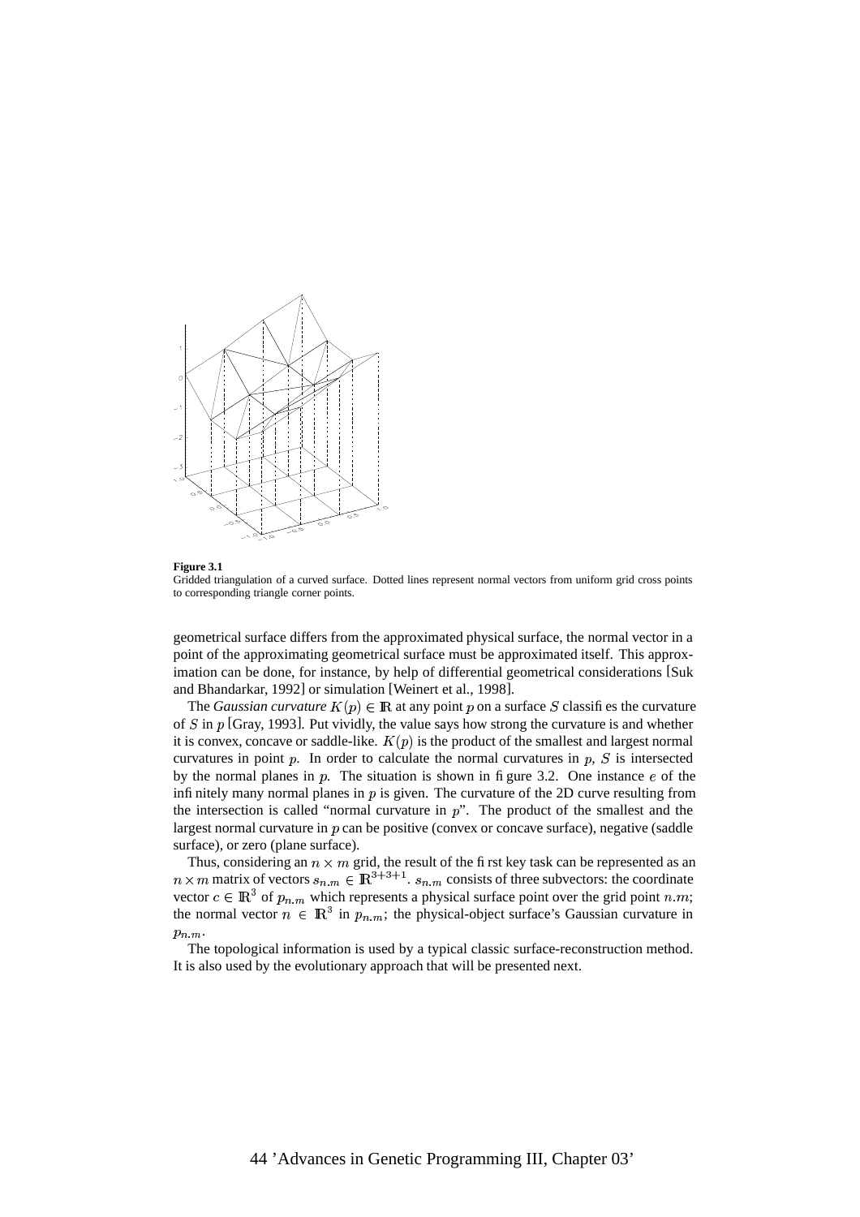**Figure 3.1**
Gridded triangulation of a curved surface. Dotted lines represent normal vectors from uniform grid cross points to corresponding triangle corner points.

geometrical surface differs from the approximated physical surface, the normal vector in a point of the approximating geometrical surface must be approximated itself. This approximation can be done, for instance, by help of differential geometrical considerations [Suk and Bhandarkar, 1992] or simulation [Weinert et al., 1998].

The *Gaussian curvature* $K(p) \in \mathbb{R}$ at any point $p$ on a surface $S$ classifies the curvature of $S$ in $p$ [Gray, 1993]. Put vividly, the value says how strong the curvature is and whether it is convex, concave or saddle-like. $K(p)$ is the product of the smallest and largest normal curvatures in point $p$. In order to calculate the normal curvatures in $p$, $S$ is intersected by the normal planes in $p$. The situation is shown in figure 3.2. One instance $e$ of the infinitely many normal planes in $p$ is given. The curvature of the 2D curve resulting from the intersection is called "normal curvature in $p$". The product of the smallest and the largest normal curvature in $p$ can be positive (convex or concave surface), negative (saddle surface), or zero (plane surface).

Thus, considering an $n \times m$ grid, the result of the first key task can be represented as an $n \times m$ matrix of vectors $s_{n.m} \in \mathbb{R}^{3+3+1}$. $s_{n.m}$ consists of three subvectors: the coordinate vector $c \in \mathbb{R}^3$ of $p_{n.m}$ which represents a physical surface point over the grid point $n.m$; the normal vector $n \in \mathbb{R}^3$ in $p_{n.m}$; the physical-object surface's Gaussian curvature in $p_{n.m}$.

The topological information is used by a typical classic surface-reconstruction method. It is also used by the evolutionary approach that will be presented next.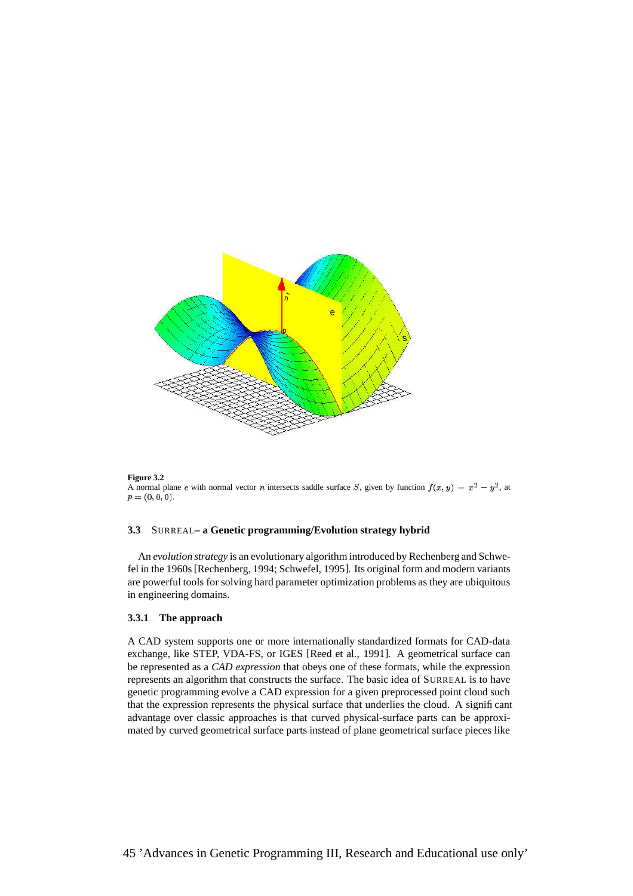**Figure 3.2**
A normal plane $e$ with normal vector $n$ intersects saddle surface $S$, given by function $f(x, y) = x^2 - y^2$, at $p = (0, 0, 0)$.

### 3.3 SURREAL– a Genetic programming/Evolution strategy hybrid

An *evolution strategy* is an evolutionary algorithm introduced by Rechenberg and Schwefel in the 1960s [Rechenberg, 1994; Schwefel, 1995]. Its original form and modern variants are powerful tools for solving hard parameter optimization problems as they are ubiquitous in engineering domains.

#### 3.3.1 The approach

A CAD system supports one or more internationally standardized formats for CAD-data exchange, like STEP, VDA-FS, or IGES [Reed et al., 1991]. A geometrical surface can be represented as a *CAD expression* that obeys one of these formats, while the expression represents an algorithm that constructs the surface. The basic idea of SURREAL is to have genetic programming evolve a CAD expression for a given preprocessed point cloud such that the expression represents the physical surface that underlies the cloud. A significant advantage over classic approaches is that curved physical-surface parts can be approximated by curved geometrical surface parts instead of plane geometrical surface pieces like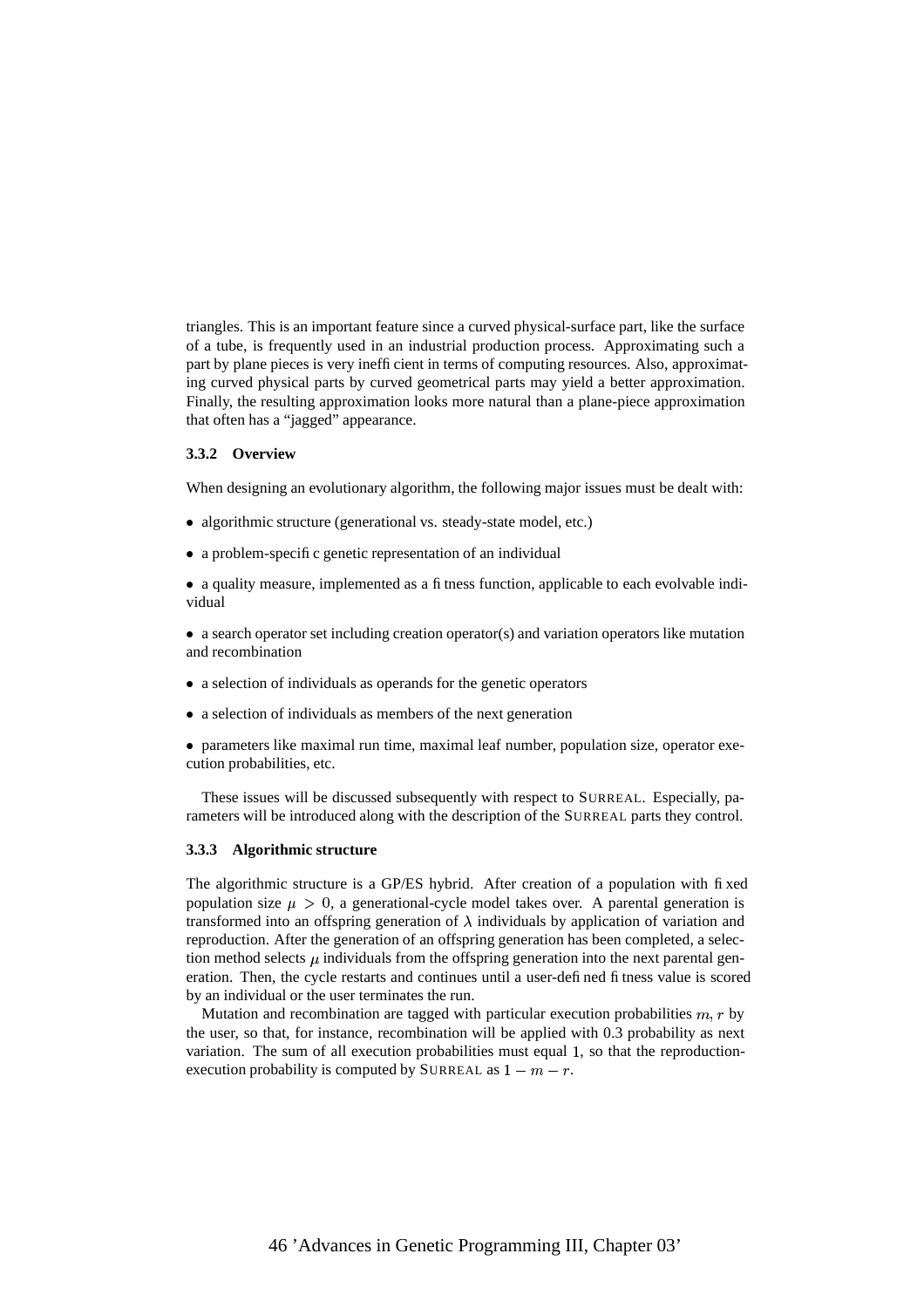triangles. This is an important feature since a curved physical-surface part, like the surface of a tube, is frequently used in an industrial production process. Approximating such a part by plane pieces is very inefficient in terms of computing resources. Also, approximating curved physical parts by curved geometrical parts may yield a better approximation. Finally, the resulting approximation looks more natural than a plane-piece approximation that often has a "jagged" appearance.

### 3.3.2 Overview

When designing an evolutionary algorithm, the following major issues must be dealt with:

- algorithmic structure (generational vs. steady-state model, etc.)
- a problem-specific genetic representation of an individual
- a quality measure, implemented as a fitness function, applicable to each evolvable individual
- a search operator set including creation operator(s) and variation operators like mutation and recombination
- a selection of individuals as operands for the genetic operators
- a selection of individuals as members of the next generation
- parameters like maximal run time, maximal leaf number, population size, operator execution probabilities, etc.

These issues will be discussed subsequently with respect to SURREAL. Especially, parameters will be introduced along with the description of the SURREAL parts they control.

### 3.3.3 Algorithmic structure

The algorithmic structure is a GP/ES hybrid. After creation of a population with fixed population size $\mu > 0$, a generational-cycle model takes over. A parental generation is transformed into an offspring generation of $\lambda$ individuals by application of variation and reproduction. After the generation of an offspring generation has been completed, a selection method selects $\mu$ individuals from the offspring generation into the next parental generation. Then, the cycle restarts and continues until a user-defined fitness value is scored by an individual or the user terminates the run.

Mutation and recombination are tagged with particular execution probabilities $m, r$ by the user, so that, for instance, recombination will be applied with 0.3 probability as next variation. The sum of all execution probabilities must equal $1$, so that the reproduction-execution probability is computed by SURREAL as $1 - m - r$.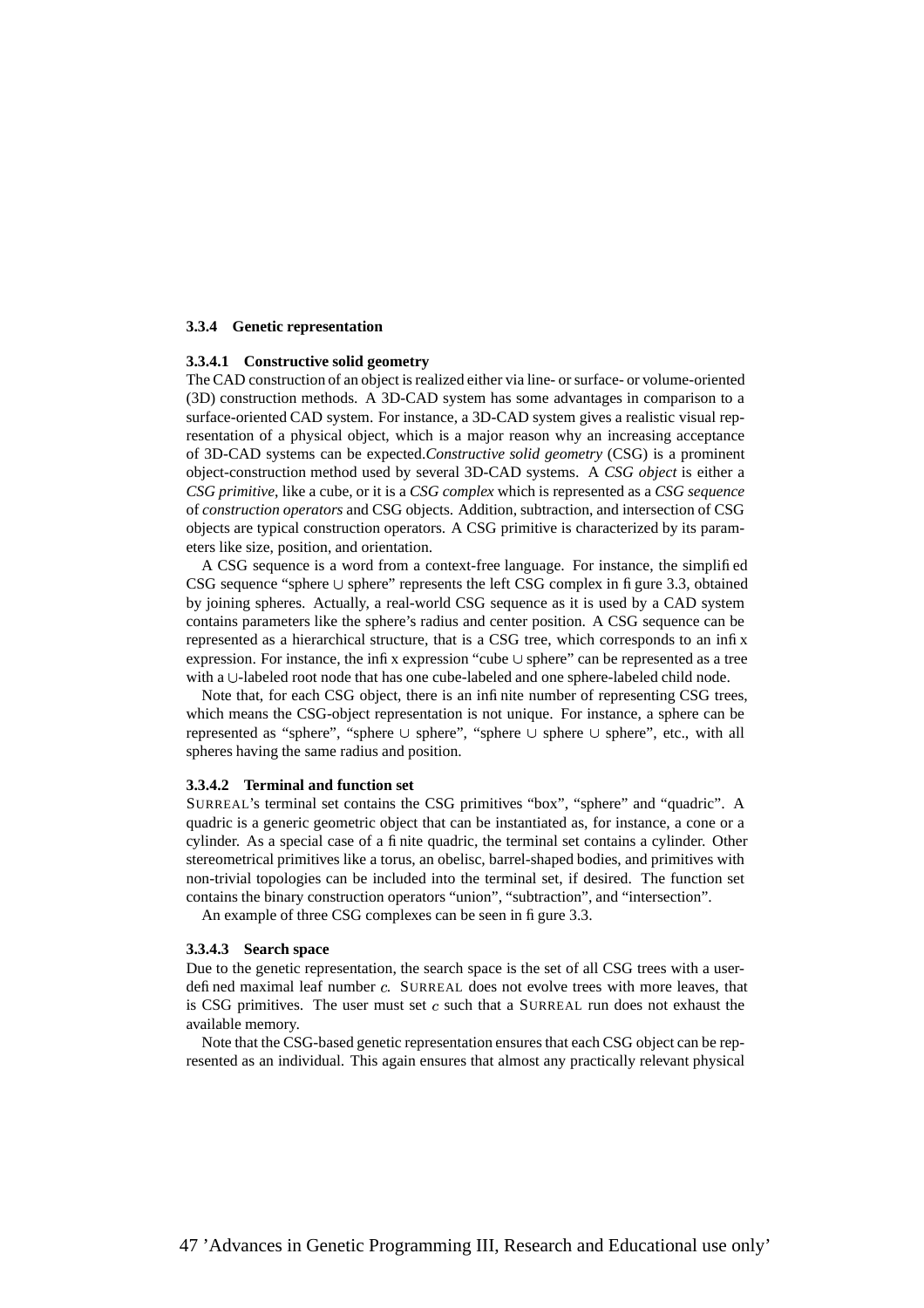### 3.3.4 Genetic representation

#### 3.3.4.1 Constructive solid geometry

The CAD construction of an object is realized either via line- or surface- or volume-oriented (3D) construction methods. A 3D-CAD system has some advantages in comparison to a surface-oriented CAD system. For instance, a 3D-CAD system gives a realistic visual representation of a physical object, which is a major reason why an increasing acceptance of 3D-CAD systems can be expected. *Constructive solid geometry* (CSG) is a prominent object-construction method used by several 3D-CAD systems. A *CSG object* is either a *CSG primitive*, like a cube, or it is a *CSG complex* which is represented as a *CSG sequence* of *construction operators* and CSG objects. Addition, subtraction, and intersection of CSG objects are typical construction operators. A CSG primitive is characterized by its parameters like size, position, and orientation.

A CSG sequence is a word from a context-free language. For instance, the simplified CSG sequence "sphere ∪ sphere" represents the left CSG complex in figure 3.3, obtained by joining spheres. Actually, a real-world CSG sequence as it is used by a CAD system contains parameters like the sphere's radius and center position. A CSG sequence can be represented as a hierarchical structure, that is a CSG tree, which corresponds to an infix expression. For instance, the infix expression "cube ∪ sphere" can be represented as a tree with a ∪-labeled root node that has one cube-labeled and one sphere-labeled child node.

Note that, for each CSG object, there is an infinite number of representing CSG trees, which means the CSG-object representation is not unique. For instance, a sphere can be represented as "sphere", "sphere ∪ sphere", "sphere ∪ sphere ∪ sphere", etc., with all spheres having the same radius and position.

#### 3.3.4.2 Terminal and function set

SURREAL's terminal set contains the CSG primitives "box", "sphere" and "quadric". A quadric is a generic geometric object that can be instantiated as, for instance, a cone or a cylinder. As a special case of a finite quadric, the terminal set contains a cylinder. Other stereometrical primitives like a torus, an obelisc, barrel-shaped bodies, and primitives with non-trivial topologies can be included into the terminal set, if desired. The function set contains the binary construction operators "union", "subtraction", and "intersection".

An example of three CSG complexes can be seen in figure 3.3.

#### 3.3.4.3 Search space

Due to the genetic representation, the search space is the set of all CSG trees with a user-defined maximal leaf number $c$. SURREAL does not evolve trees with more leaves, that is CSG primitives. The user must set $c$ such that a SURREAL run does not exhaust the available memory.

Note that the CSG-based genetic representation ensures that each CSG object can be represented as an individual. This again ensures that almost any practically relevant physical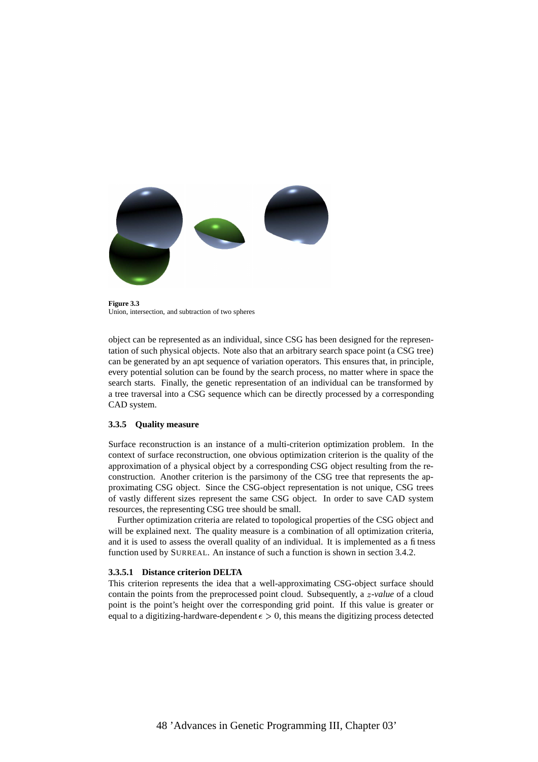**Figure 3.3**
Union, intersection, and subtraction of two spheres

object can be represented as an individual, since CSG has been designed for the representation of such physical objects. Note also that an arbitrary search space point (a CSG tree) can be generated by an apt sequence of variation operators. This ensures that, in principle, every potential solution can be found by the search process, no matter where in space the search starts. Finally, the genetic representation of an individual can be transformed by a tree traversal into a CSG sequence which can be directly processed by a corresponding CAD system.

### 3.3.5 Quality measure

Surface reconstruction is an instance of a multi-criterion optimization problem. In the context of surface reconstruction, one obvious optimization criterion is the quality of the approximation of a physical object by a corresponding CSG object resulting from the reconstruction. Another criterion is the parsimony of the CSG tree that represents the approximating CSG object. Since the CSG-object representation is not unique, CSG trees of vastly different sizes represent the same CSG object. In order to save CAD system resources, the representing CSG tree should be small.

Further optimization criteria are related to topological properties of the CSG object and will be explained next. The quality measure is a combination of all optimization criteria, and it is used to assess the overall quality of an individual. It is implemented as a fitness function used by SURREAL. An instance of such a function is shown in section 3.4.2.

#### 3.3.5.1 Distance criterion DELTA

This criterion represents the idea that a well-approximating CSG-object surface should contain the points from the preprocessed point cloud. Subsequently, a $z$*-value* of a cloud point is the point's height over the corresponding grid point. If this value is greater or equal to a digitizing-hardware-dependent $\epsilon > 0$, this means the digitizing process detected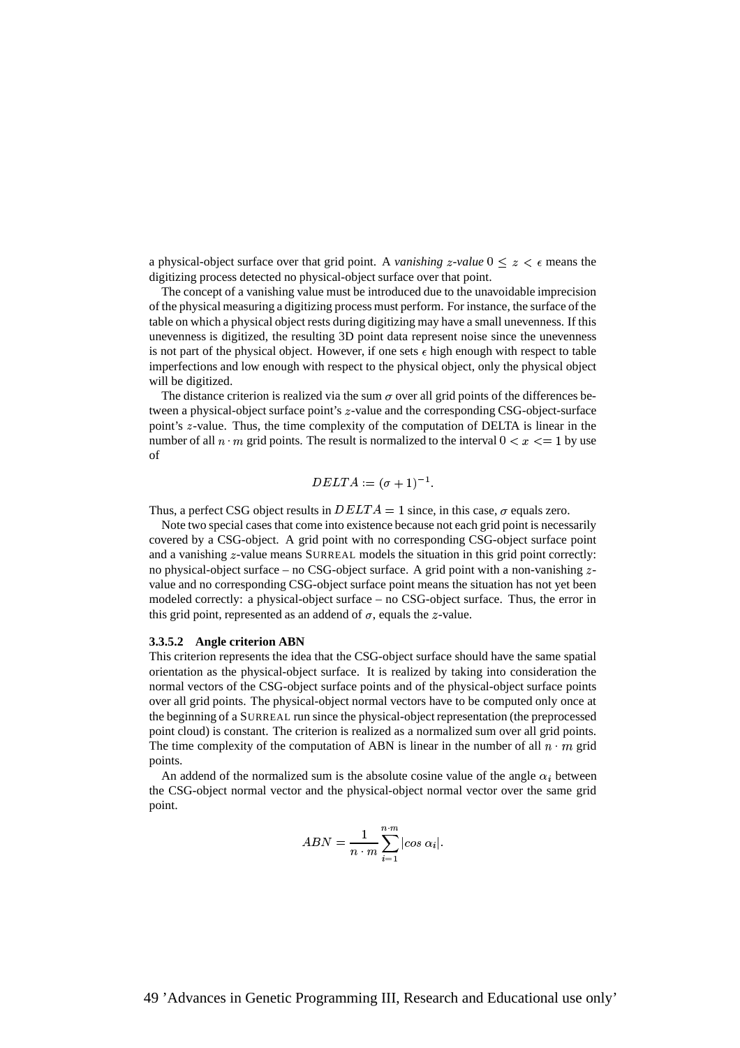a physical-object surface over that grid point. A *vanishing $z$-value* $0 \leq z < \epsilon$ means the digitizing process detected no physical-object surface over that point.

The concept of a vanishing value must be introduced due to the unavoidable imprecision of the physical measuring a digitizing process must perform. For instance, the surface of the table on which a physical object rests during digitizing may have a small unevenness. If this unevenness is digitized, the resulting 3D point data represent noise since the unevenness is not part of the physical object. However, if one sets $\epsilon$ high enough with respect to table imperfections and low enough with respect to the physical object, only the physical object will be digitized.

The distance criterion is realized via the sum $\sigma$ over all grid points of the differences between a physical-object surface point's $z$-value and the corresponding CSG-object-surface point's $z$-value. Thus, the time complexity of the computation of DELTA is linear in the number of all $n \cdot m$ grid points. The result is normalized to the interval $0 < x <= 1$ by use of

$$DELTA := (\sigma + 1)^{-1}.$$

Thus, a perfect CSG object results in $DELTA = 1$ since, in this case, $\sigma$ equals zero.

Note two special cases that come into existence because not each grid point is necessarily covered by a CSG-object. A grid point with no corresponding CSG-object surface point and a vanishing $z$-value means SURREAL models the situation in this grid point correctly: no physical-object surface – no CSG-object surface. A grid point with a non-vanishing $z$-value and no corresponding CSG-object surface point means the situation has not yet been modeled correctly: a physical-object surface – no CSG-object surface. Thus, the error in this grid point, represented as an addend of $\sigma$, equals the $z$-value.

#### 3.3.5.2 Angle criterion ABN

This criterion represents the idea that the CSG-object surface should have the same spatial orientation as the physical-object surface. It is realized by taking into consideration the normal vectors of the CSG-object surface points and of the physical-object surface points over all grid points. The physical-object normal vectors have to be computed only once at the beginning of a SURREAL run since the physical-object representation (the preprocessed point cloud) is constant. The criterion is realized as a normalized sum over all grid points. The time complexity of the computation of ABN is linear in the number of all $n \cdot m$ grid points.

An addend of the normalized sum is the absolute cosine value of the angle $\alpha_i$ between the CSG-object normal vector and the physical-object normal vector over the same grid point.

$$ABN = \frac{1}{n \cdot m} \sum_{i=1}^{n \cdot m} |cos\ \alpha_i|.$$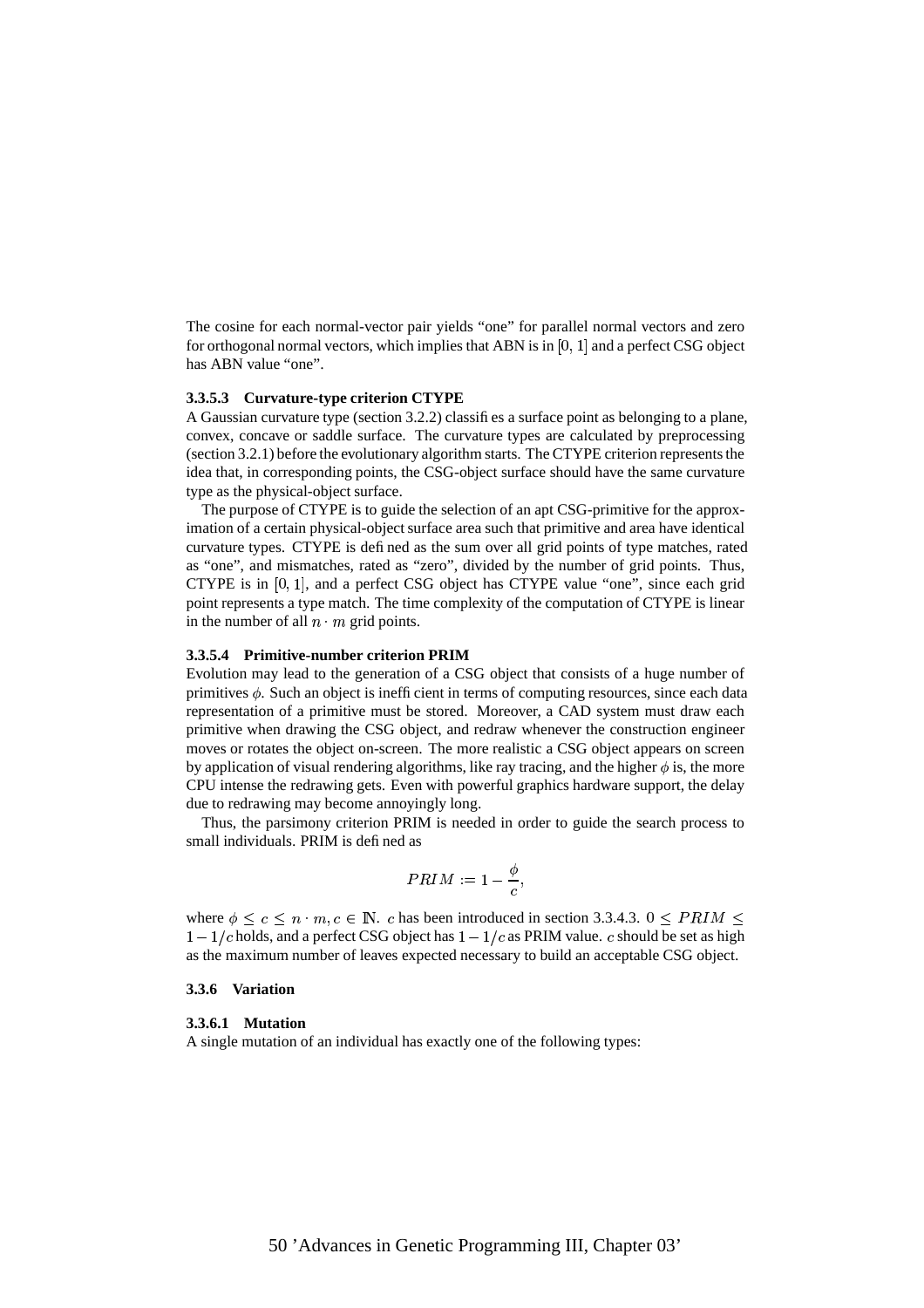The cosine for each normal-vector pair yields "one" for parallel normal vectors and zero for orthogonal normal vectors, which implies that ABN is in $[0, 1]$ and a perfect CSG object has ABN value "one".

#### 3.3.5.3 Curvature-type criterion CTYPE

A Gaussian curvature type (section 3.2.2) classifies a surface point as belonging to a plane, convex, concave or saddle surface. The curvature types are calculated by preprocessing (section 3.2.1) before the evolutionary algorithm starts. The CTYPE criterion represents the idea that, in corresponding points, the CSG-object surface should have the same curvature type as the physical-object surface.

The purpose of CTYPE is to guide the selection of an apt CSG-primitive for the approximation of a certain physical-object surface area such that primitive and area have identical curvature types. CTYPE is defined as the sum over all grid points of type matches, rated as "one", and mismatches, rated as "zero", divided by the number of grid points. Thus, CTYPE is in $[0, 1]$, and a perfect CSG object has CTYPE value "one", since each grid point represents a type match. The time complexity of the computation of CTYPE is linear in the number of all $n \cdot m$ grid points.

#### 3.3.5.4 Primitive-number criterion PRIM

Evolution may lead to the generation of a CSG object that consists of a huge number of primitives $\phi$. Such an object is inefficient in terms of computing resources, since each data representation of a primitive must be stored. Moreover, a CAD system must draw each primitive when drawing the CSG object, and redraw whenever the construction engineer moves or rotates the object on-screen. The more realistic a CSG object appears on screen by application of visual rendering algorithms, like ray tracing, and the higher $\phi$ is, the more CPU intense the redrawing gets. Even with powerful graphics hardware support, the delay due to redrawing may become annoyingly long.

Thus, the parsimony criterion PRIM is needed in order to guide the search process to small individuals. PRIM is defined as

$$PRIM := 1 - \frac{\phi}{c},$$

where $\phi \leq c \leq n \cdot m, c \in \mathbb{N}$. $c$ has been introduced in section 3.3.4.3. $0 \leq PRIM \leq 1 - 1/c$ holds, and a perfect CSG object has $1 - 1/c$ as PRIM value. $c$ should be set as high as the maximum number of leaves expected necessary to build an acceptable CSG object.

### 3.3.6 Variation

#### 3.3.6.1 Mutation

A single mutation of an individual has exactly one of the following types: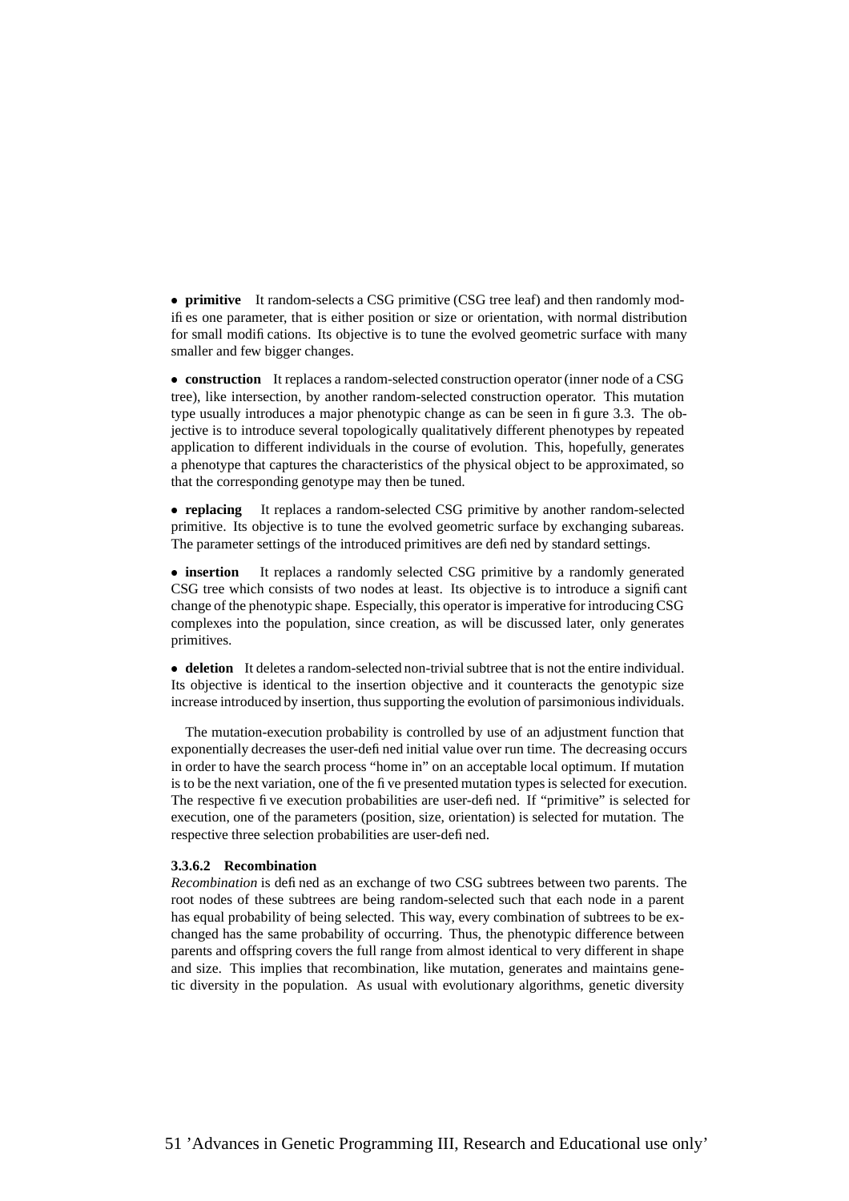- **primitive** It random-selects a CSG primitive (CSG tree leaf) and then randomly modifies one parameter, that is either position or size or orientation, with normal distribution for small modifications. Its objective is to tune the evolved geometric surface with many smaller and few bigger changes.

- **construction** It replaces a random-selected construction operator (inner node of a CSG tree), like intersection, by another random-selected construction operator. This mutation type usually introduces a major phenotypic change as can be seen in figure 3.3. The objective is to introduce several topologically qualitatively different phenotypes by repeated application to different individuals in the course of evolution. This, hopefully, generates a phenotype that captures the characteristics of the physical object to be approximated, so that the corresponding genotype may then be tuned.

- **replacing** It replaces a random-selected CSG primitive by another random-selected primitive. Its objective is to tune the evolved geometric surface by exchanging subareas. The parameter settings of the introduced primitives are defined by standard settings.

- **insertion** It replaces a randomly selected CSG primitive by a randomly generated CSG tree which consists of two nodes at least. Its objective is to introduce a significant change of the phenotypic shape. Especially, this operator is imperative for introducing CSG complexes into the population, since creation, as will be discussed later, only generates primitives.

- **deletion** It deletes a random-selected non-trivial subtree that is not the entire individual. Its objective is identical to the insertion objective and it counteracts the genotypic size increase introduced by insertion, thus supporting the evolution of parsimonious individuals.

The mutation-execution probability is controlled by use of an adjustment function that exponentially decreases the user-defined initial value over run time. The decreasing occurs in order to have the search process "home in" on an acceptable local optimum. If mutation is to be the next variation, one of the five presented mutation types is selected for execution. The respective five execution probabilities are user-defined. If "primitive" is selected for execution, one of the parameters (position, size, orientation) is selected for mutation. The respective three selection probabilities are user-defined.

#### 3.3.6.2 Recombination

*Recombination* is defined as an exchange of two CSG subtrees between two parents. The root nodes of these subtrees are being random-selected such that each node in a parent has equal probability of being selected. This way, every combination of subtrees to be exchanged has the same probability of occurring. Thus, the phenotypic difference between parents and offspring covers the full range from almost identical to very different in shape and size. This implies that recombination, like mutation, generates and maintains genetic diversity in the population. As usual with evolutionary algorithms, genetic diversity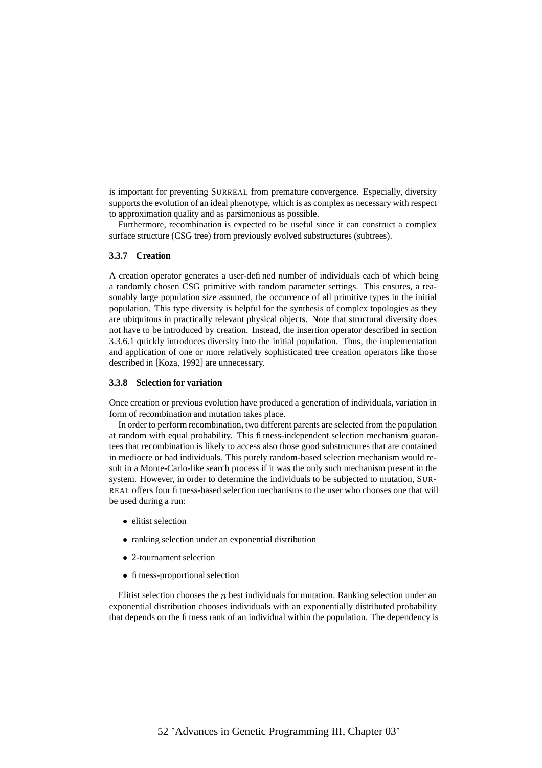is important for preventing SURREAL from premature convergence. Especially, diversity supports the evolution of an ideal phenotype, which is as complex as necessary with respect to approximation quality and as parsimonious as possible.

Furthermore, recombination is expected to be useful since it can construct a complex surface structure (CSG tree) from previously evolved substructures (subtrees).

### 3.3.7 Creation

A creation operator generates a user-defined number of individuals each of which being a randomly chosen CSG primitive with random parameter settings. This ensures, a reasonably large population size assumed, the occurrence of all primitive types in the initial population. This type diversity is helpful for the synthesis of complex topologies as they are ubiquitous in practically relevant physical objects. Note that structural diversity does not have to be introduced by creation. Instead, the insertion operator described in section 3.3.6.1 quickly introduces diversity into the initial population. Thus, the implementation and application of one or more relatively sophisticated tree creation operators like those described in [Koza, 1992] are unnecessary.

### 3.3.8 Selection for variation

Once creation or previous evolution have produced a generation of individuals, variation in form of recombination and mutation takes place.

In order to perform recombination, two different parents are selected from the population at random with equal probability. This fitness-independent selection mechanism guarantees that recombination is likely to access also those good substructures that are contained in mediocre or bad individuals. This purely random-based selection mechanism would result in a Monte-Carlo-like search process if it was the only such mechanism present in the system. However, in order to determine the individuals to be subjected to mutation, SURREAL offers four fitness-based selection mechanisms to the user who chooses one that will be used during a run:

- elitist selection
- ranking selection under an exponential distribution
- 2-tournament selection
- fitness-proportional selection

Elitist selection chooses the $n$ best individuals for mutation. Ranking selection under an exponential distribution chooses individuals with an exponentially distributed probability that depends on the fitness rank of an individual within the population. The dependency is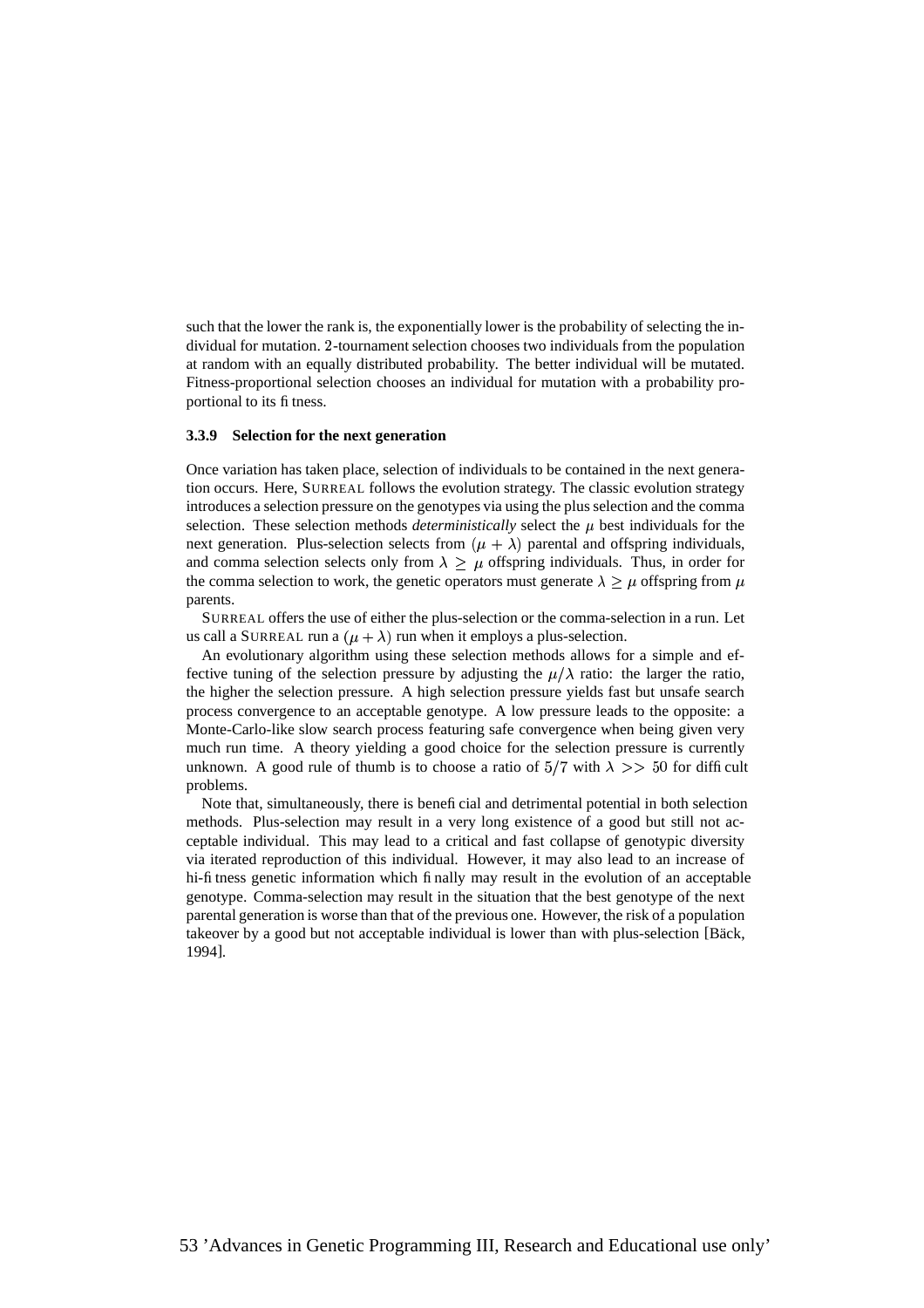such that the lower the rank is, the exponentially lower is the probability of selecting the individual for mutation. 2-tournament selection chooses two individuals from the population at random with an equally distributed probability. The better individual will be mutated. Fitness-proportional selection chooses an individual for mutation with a probability proportional to its fitness.

### 3.3.9 Selection for the next generation

Once variation has taken place, selection of individuals to be contained in the next generation occurs. Here, SURREAL follows the evolution strategy. The classic evolution strategy introduces a selection pressure on the genotypes via using the plus selection and the comma selection. These selection methods *deterministically* select the $\mu$ best individuals for the next generation. Plus-selection selects from $(\mu + \lambda)$ parental and offspring individuals, and comma selection selects only from $\lambda \geq \mu$ offspring individuals. Thus, in order for the comma selection to work, the genetic operators must generate $\lambda \geq \mu$ offspring from $\mu$ parents.

SURREAL offers the use of either the plus-selection or the comma-selection in a run. Let us call a SURREAL run a $(\mu + \lambda)$ run when it employs a plus-selection.

An evolutionary algorithm using these selection methods allows for a simple and effective tuning of the selection pressure by adjusting the $\mu/\lambda$ ratio: the larger the ratio, the higher the selection pressure. A high selection pressure yields fast but unsafe search process convergence to an acceptable genotype. A low pressure leads to the opposite: a Monte-Carlo-like slow search process featuring safe convergence when being given very much run time. A theory yielding a good choice for the selection pressure is currently unknown. A good rule of thumb is to choose a ratio of $5/7$ with $\lambda >> 50$ for difficult problems.

Note that, simultaneously, there is beneficial and detrimental potential in both selection methods. Plus-selection may result in a very long existence of a good but still not acceptable individual. This may lead to a critical and fast collapse of genotypic diversity via iterated reproduction of this individual. However, it may also lead to an increase of hi-fitness genetic information which finally may result in the evolution of an acceptable genotype. Comma-selection may result in the situation that the best genotype of the next parental generation is worse than that of the previous one. However, the risk of a population takeover by a good but not acceptable individual is lower than with plus-selection [Bäck, 1994].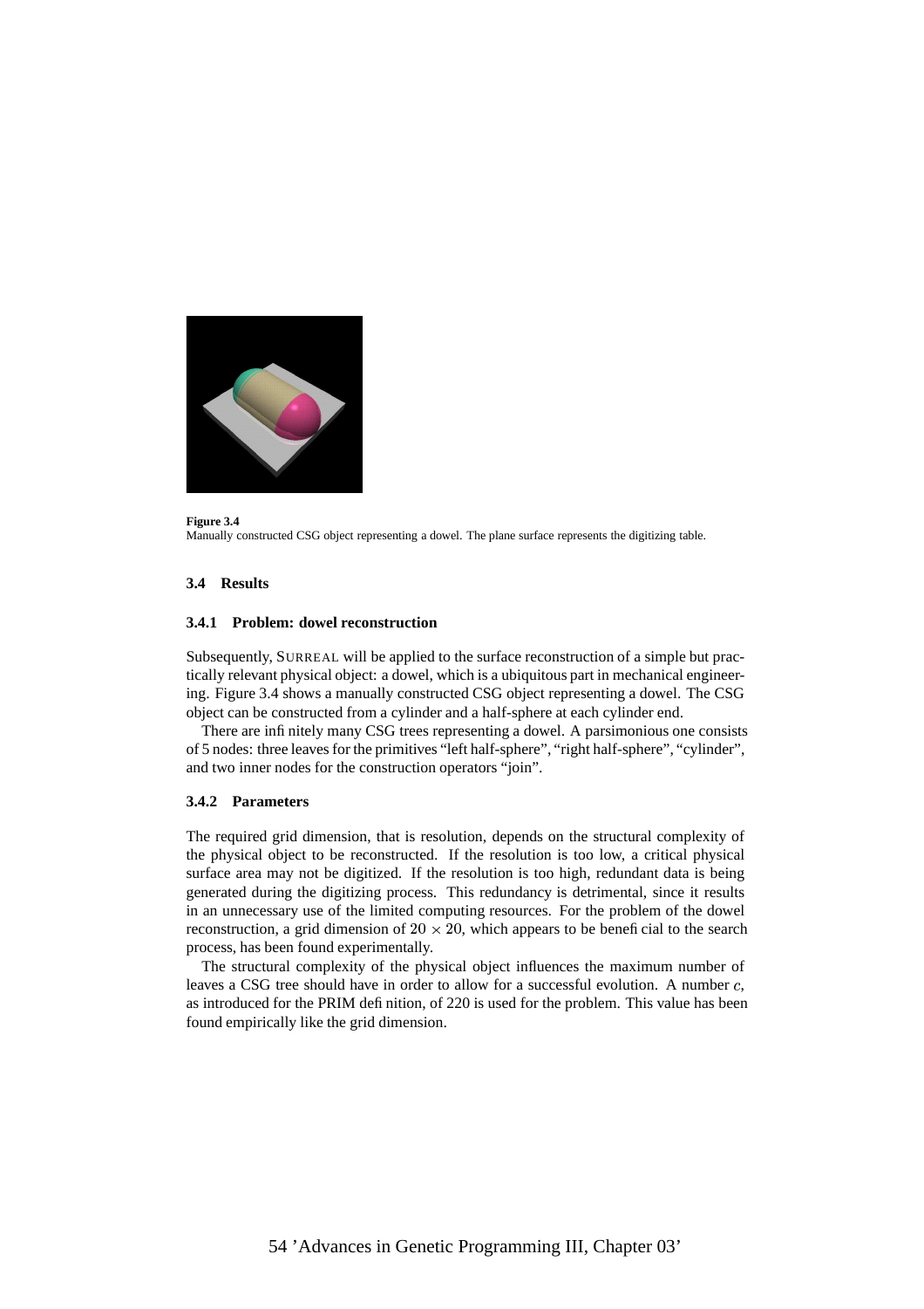**Figure 3.4**
Manually constructed CSG object representing a dowel. The plane surface represents the digitizing table.

### 3.4 Results

#### 3.4.1 Problem: dowel reconstruction

Subsequently, SURREAL will be applied to the surface reconstruction of a simple but practically relevant physical object: a dowel, which is a ubiquitous part in mechanical engineering. Figure 3.4 shows a manually constructed CSG object representing a dowel. The CSG object can be constructed from a cylinder and a half-sphere at each cylinder end.

There are infinitely many CSG trees representing a dowel. A parsimonious one consists of 5 nodes: three leaves for the primitives "left half-sphere", "right half-sphere", "cylinder", and two inner nodes for the construction operators "join".

#### 3.4.2 Parameters

The required grid dimension, that is resolution, depends on the structural complexity of the physical object to be reconstructed. If the resolution is too low, a critical physical surface area may not be digitized. If the resolution is too high, redundant data is being generated during the digitizing process. This redundancy is detrimental, since it results in an unnecessary use of the limited computing resources. For the problem of the dowel reconstruction, a grid dimension of $20 \times 20$, which appears to be beneficial to the search process, has been found experimentally.

The structural complexity of the physical object influences the maximum number of leaves a CSG tree should have in order to allow for a successful evolution. A number $c$, as introduced for the PRIM definition, of 220 is used for the problem. This value has been found empirically like the grid dimension.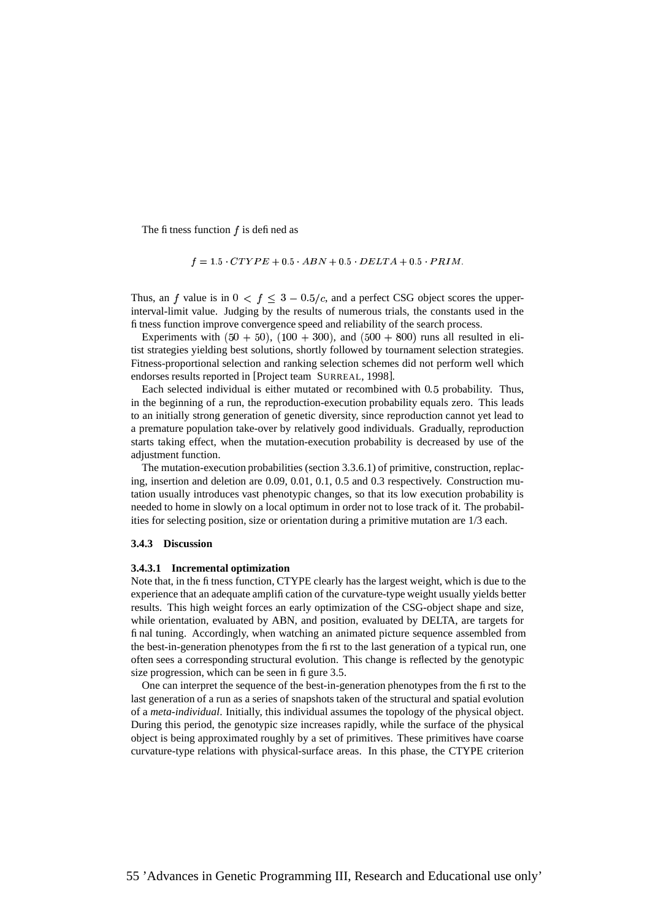The fitness function $f$ is defined as

$$f = 1.5 \cdot CTYPE + 0.5 \cdot ABN + 0.5 \cdot DELTA + 0.5 \cdot PRIM.$$

Thus, an $f$ value is in $0 < f \leq 3 - 0.5/c$, and a perfect CSG object scores the upper-interval-limit value. Judging by the results of numerous trials, the constants used in the fitness function improve convergence speed and reliability of the search process.

Experiments with $(50 + 50)$, $(100 + 300)$, and $(500 + 800)$ runs all resulted in elitist strategies yielding best solutions, shortly followed by tournament selection strategies. Fitness-proportional selection and ranking selection schemes did not perform well which endorses results reported in [Project team SURREAL, 1998].

Each selected individual is either mutated or recombined with $0.5$ probability. Thus, in the beginning of a run, the reproduction-execution probability equals zero. This leads to an initially strong generation of genetic diversity, since reproduction cannot yet lead to a premature population take-over by relatively good individuals. Gradually, reproduction starts taking effect, when the mutation-execution probability is decreased by use of the adjustment function.

The mutation-execution probabilities (section 3.3.6.1) of primitive, construction, replacing, insertion and deletion are 0.09, 0.01, 0.1, 0.5 and 0.3 respectively. Construction mutation usually introduces vast phenotypic changes, so that its low execution probability is needed to home in slowly on a local optimum in order not to lose track of it. The probabilities for selecting position, size or orientation during a primitive mutation are 1/3 each.

### 3.4.3 Discussion

#### 3.4.3.1 Incremental optimization

Note that, in the fitness function, CTYPE clearly has the largest weight, which is due to the experience that an adequate amplification of the curvature-type weight usually yields better results. This high weight forces an early optimization of the CSG-object shape and size, while orientation, evaluated by ABN, and position, evaluated by DELTA, are targets for final tuning. Accordingly, when watching an animated picture sequence assembled from the best-in-generation phenotypes from the first to the last generation of a typical run, one often sees a corresponding structural evolution. This change is reflected by the genotypic size progression, which can be seen in figure 3.5.

One can interpret the sequence of the best-in-generation phenotypes from the first to the last generation of a run as a series of snapshots taken of the structural and spatial evolution of a *meta-individual*. Initially, this individual assumes the topology of the physical object. During this period, the genotypic size increases rapidly, while the surface of the physical object is being approximated roughly by a set of primitives. These primitives have coarse curvature-type relations with physical-surface areas. In this phase, the CTYPE criterion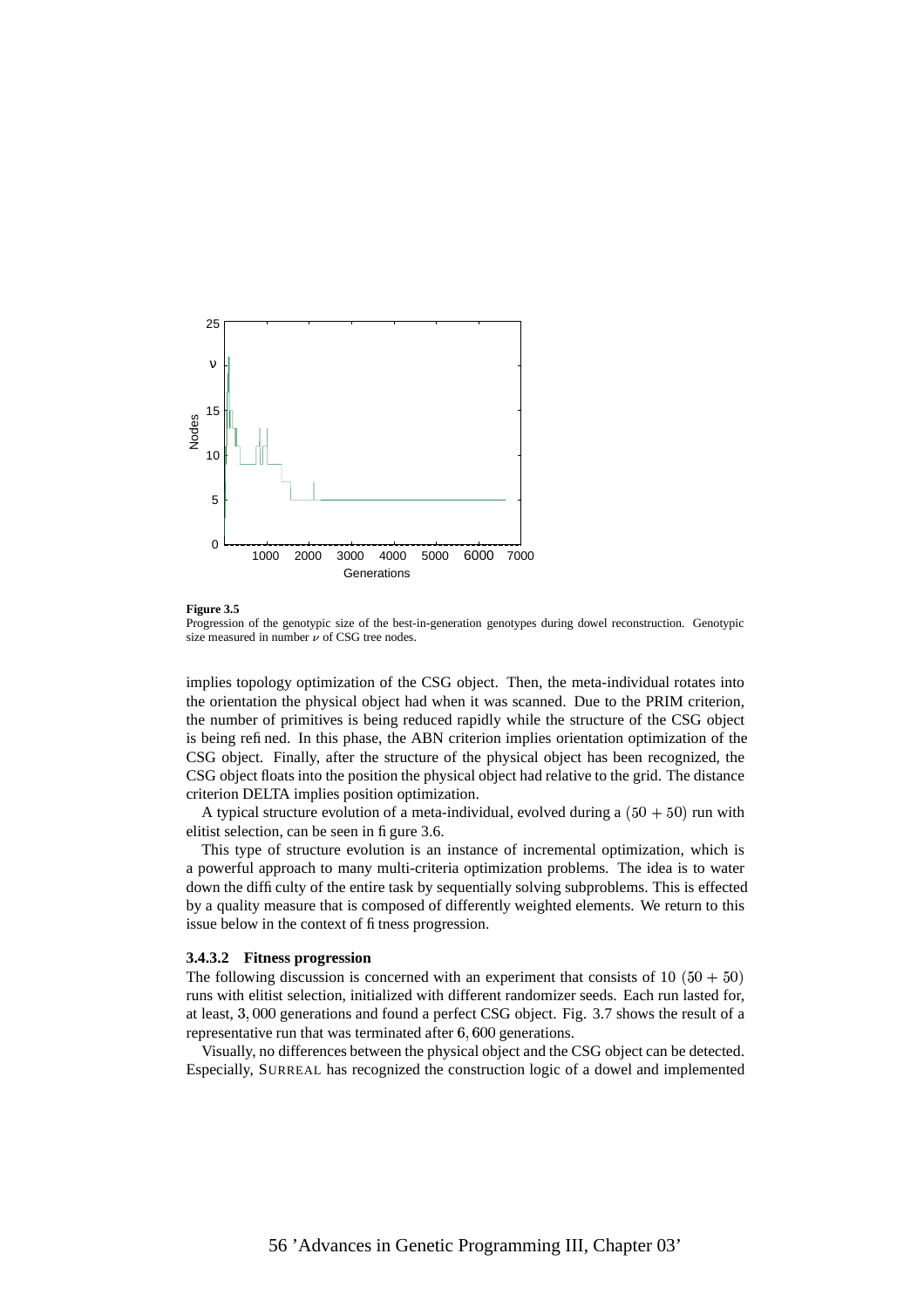**Figure 3.5**
Progression of the genotypic size of the best-in-generation genotypes during dowel reconstruction. Genotypic size measured in number $\nu$ of CSG tree nodes.

implies topology optimization of the CSG object. Then, the meta-individual rotates into the orientation the physical object had when it was scanned. Due to the PRIM criterion, the number of primitives is being reduced rapidly while the structure of the CSG object is being refined. In this phase, the ABN criterion implies orientation optimization of the CSG object. Finally, after the structure of the physical object has been recognized, the CSG object floats into the position the physical object had relative to the grid. The distance criterion DELTA implies position optimization.

A typical structure evolution of a meta-individual, evolved during a $(50 + 50)$ run with elitist selection, can be seen in figure 3.6.

This type of structure evolution is an instance of incremental optimization, which is a powerful approach to many multi-criteria optimization problems. The idea is to water down the difficulty of the entire task by sequentially solving subproblems. This is effected by a quality measure that is composed of differently weighted elements. We return to this issue below in the context of fitness progression.

#### 3.4.3.2 Fitness progression

The following discussion is concerned with an experiment that consists of 10 $(50 + 50)$ runs with elitist selection, initialized with different randomizer seeds. Each run lasted for, at least, $3,000$ generations and found a perfect CSG object. Fig. 3.7 shows the result of a representative run that was terminated after $6,600$ generations.

Visually, no differences between the physical object and the CSG object can be detected. Especially, SURREAL has recognized the construction logic of a dowel and implemented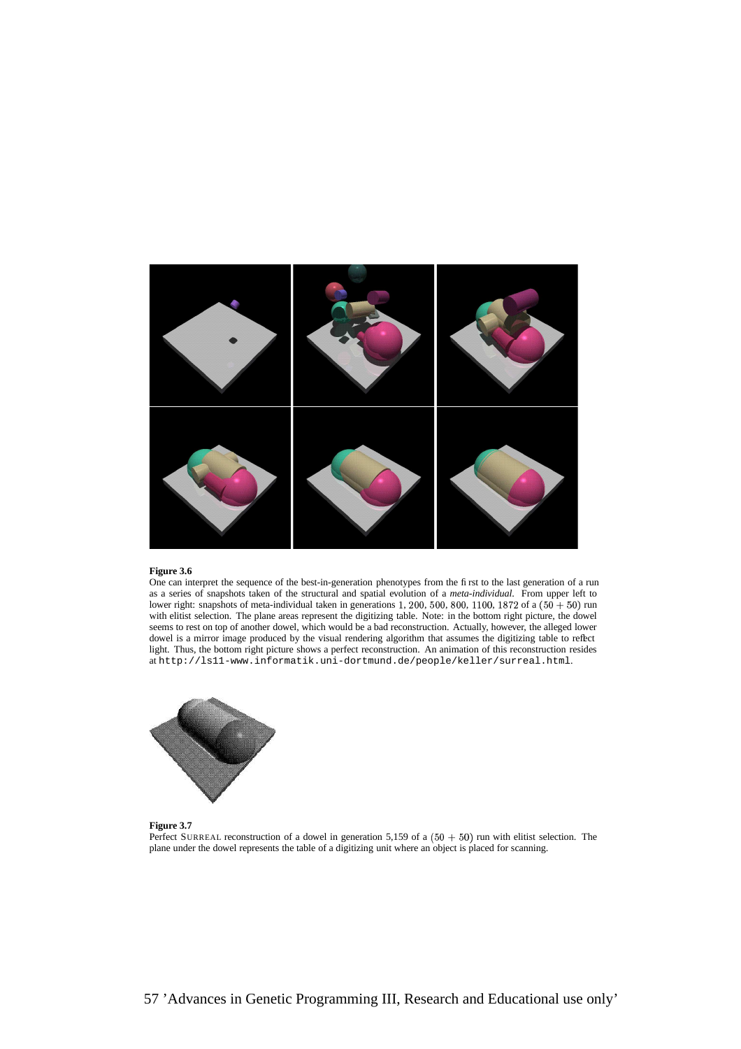**Figure 3.6**
One can interpret the sequence of the best-in-generation phenotypes from the first to the last generation of a run as a series of snapshots taken of the structural and spatial evolution of a *meta-individual*. From upper left to lower right: snapshots of meta-individual taken in generations $1$, $200$, $500$, $800$, $1100$, $1872$ of a $(50 + 50)$ run with elitist selection. The plane areas represent the digitizing table. Note: in the bottom right picture, the dowel seems to rest on top of another dowel, which would be a bad reconstruction. Actually, however, the alleged lower dowel is a mirror image produced by the visual rendering algorithm that assumes the digitizing table to reflect light. Thus, the bottom right picture shows a perfect reconstruction. An animation of this reconstruction resides at `http://ls11-www.informatik.uni-dortmund.de/people/keller/surreal.html`.

**Figure 3.7**
Perfect SURREAL reconstruction of a dowel in generation 5,159 of a $(50 + 50)$ run with elitist selection. The plane under the dowel represents the table of a digitizing unit where an object is placed for scanning.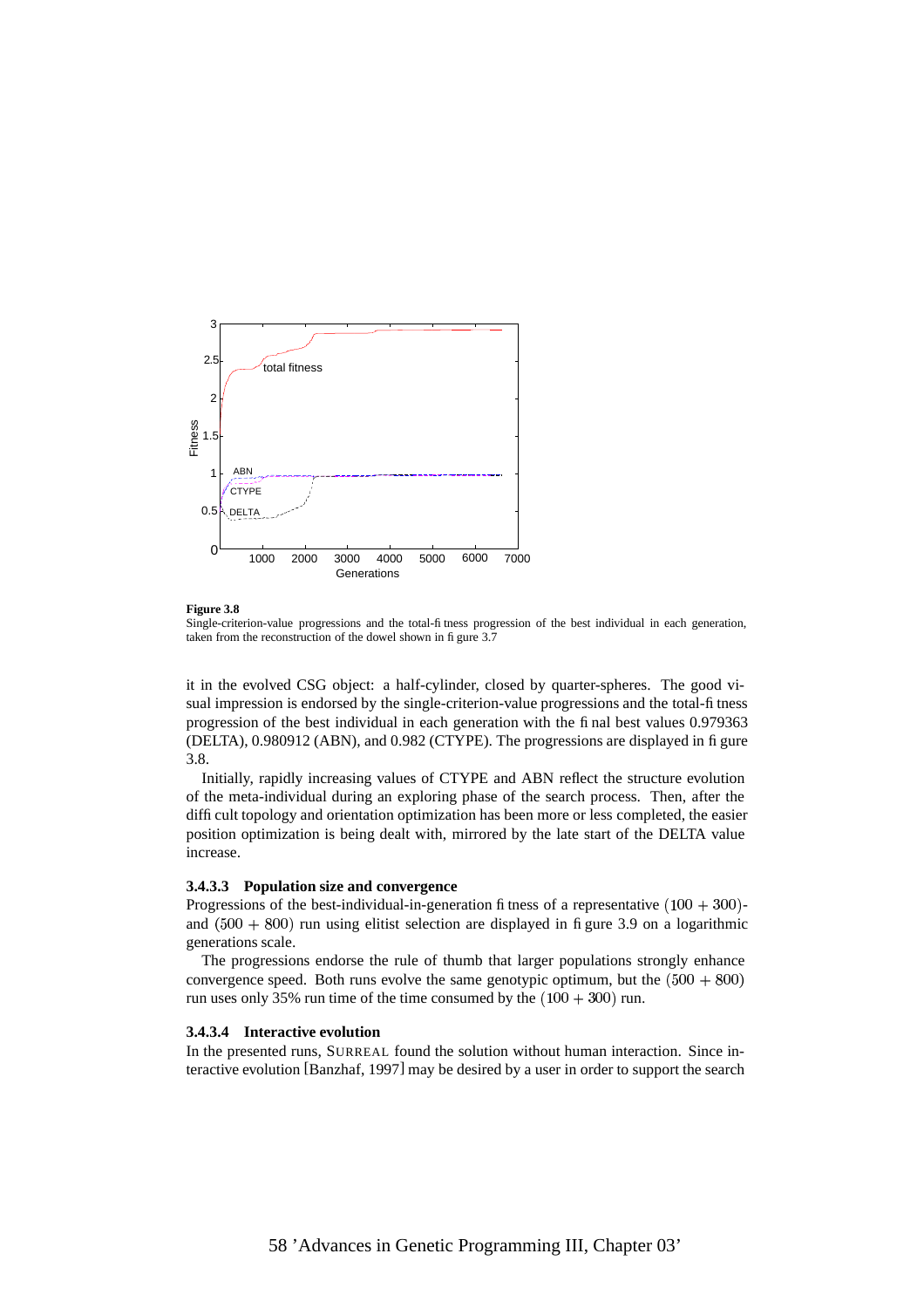**Figure 3.8**
Single-criterion-value progressions and the total-fitness progression of the best individual in each generation, taken from the reconstruction of the dowel shown in figure 3.7

it in the evolved CSG object: a half-cylinder, closed by quarter-spheres. The good visual impression is endorsed by the single-criterion-value progressions and the total-fitness progression of the best individual in each generation with the final best values 0.979363 (DELTA), 0.980912 (ABN), and 0.982 (CTYPE). The progressions are displayed in figure 3.8.

Initially, rapidly increasing values of CTYPE and ABN reflect the structure evolution of the meta-individual during an exploring phase of the search process. Then, after the difficult topology and orientation optimization has been more or less completed, the easier position optimization is being dealt with, mirrored by the late start of the DELTA value increase.

#### 3.4.3.3 Population size and convergence

Progressions of the best-individual-in-generation fitness of a representative $(100 + 300)$- and $(500 + 800)$ run using elitist selection are displayed in figure 3.9 on a logarithmic generations scale.

The progressions endorse the rule of thumb that larger populations strongly enhance convergence speed. Both runs evolve the same genotypic optimum, but the $(500 + 800)$ run uses only 35% run time of the time consumed by the $(100 + 300)$ run.

#### 3.4.3.4 Interactive evolution

In the presented runs, SURREAL found the solution without human interaction. Since interactive evolution [Banzhaf, 1997] may be desired by a user in order to support the search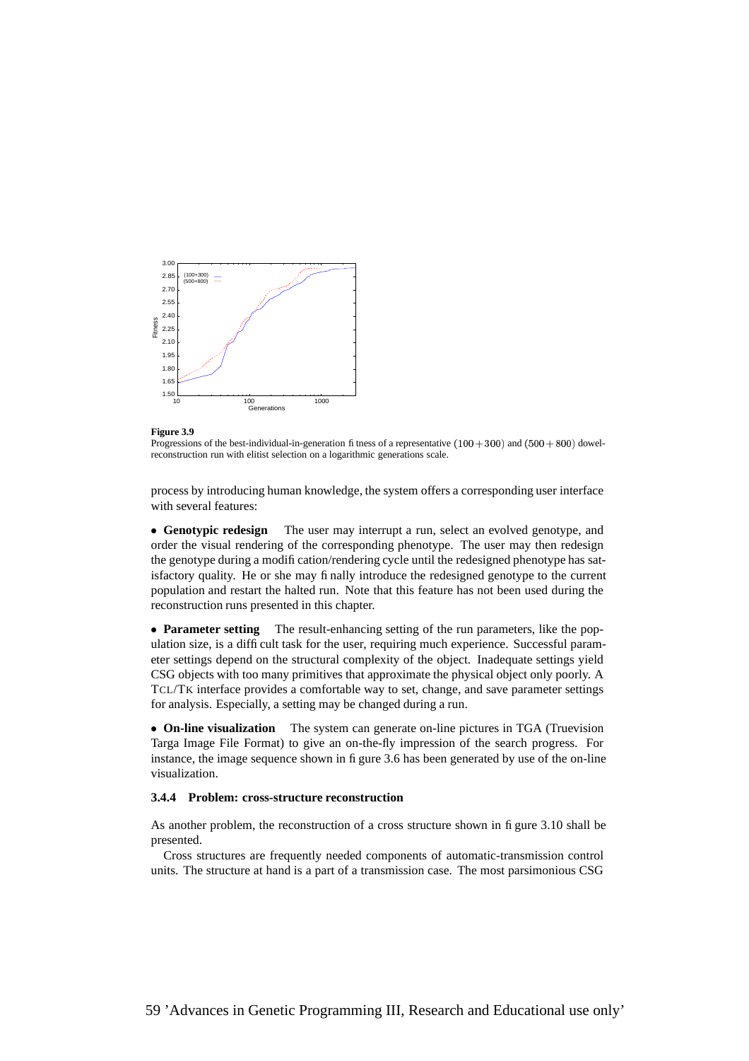**Figure 3.9**
Progressions of the best-individual-in-generation fitness of a representative $(100+300)$ and $(500+800)$ dowel-reconstruction run with elitist selection on a logarithmic generations scale.

process by introducing human knowledge, the system offers a corresponding user interface with several features:

• **Genotypic redesign** The user may interrupt a run, select an evolved genotype, and order the visual rendering of the corresponding phenotype. The user may then redesign the genotype during a modification/rendering cycle until the redesigned phenotype has satisfactory quality. He or she may finally introduce the redesigned genotype to the current population and restart the halted run. Note that this feature has not been used during the reconstruction runs presented in this chapter.

• **Parameter setting** The result-enhancing setting of the run parameters, like the population size, is a difficult task for the user, requiring much experience. Successful parameter settings depend on the structural complexity of the object. Inadequate settings yield CSG objects with too many primitives that approximate the physical object only poorly. A TCL/TK interface provides a comfortable way to set, change, and save parameter settings for analysis. Especially, a setting may be changed during a run.

• **On-line visualization** The system can generate on-line pictures in TGA (Truevision Targa Image File Format) to give an on-the-fly impression of the search progress. For instance, the image sequence shown in figure 3.6 has been generated by use of the on-line visualization.

### 3.4.4 Problem: cross-structure reconstruction

As another problem, the reconstruction of a cross structure shown in figure 3.10 shall be presented.

Cross structures are frequently needed components of automatic-transmission control units. The structure at hand is a part of a transmission case. The most parsimonious CSG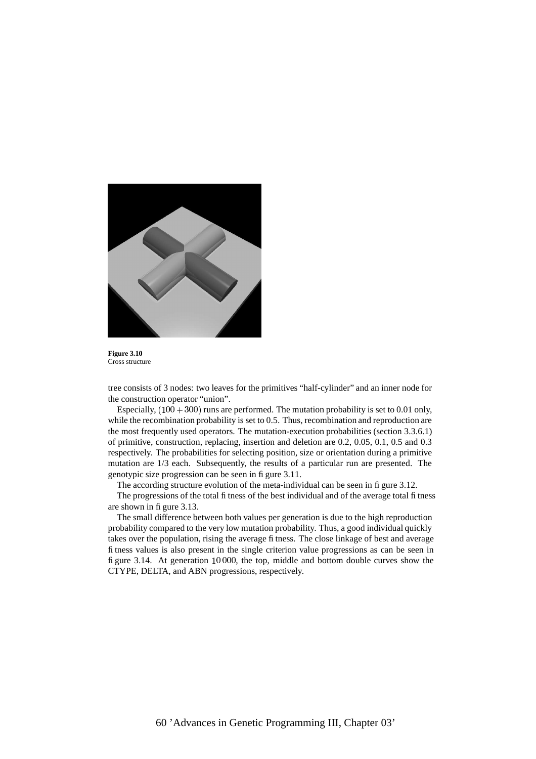**Figure 3.10**
Cross structure

tree consists of 3 nodes: two leaves for the primitives "half-cylinder" and an inner node for the construction operator "union".

Especially, $(100+300)$ runs are performed. The mutation probability is set to 0.01 only, while the recombination probability is set to 0.5. Thus, recombination and reproduction are the most frequently used operators. The mutation-execution probabilities (section 3.3.6.1) of primitive, construction, replacing, insertion and deletion are 0.2, 0.05, 0.1, 0.5 and 0.3 respectively. The probabilities for selecting position, size or orientation during a primitive mutation are 1/3 each. Subsequently, the results of a particular run are presented. The genotypic size progression can be seen in figure 3.11.

The according structure evolution of the meta-individual can be seen in figure 3.12.

The progressions of the total fitness of the best individual and of the average total fitness are shown in figure 3.13.

The small difference between both values per generation is due to the high reproduction probability compared to the very low mutation probability. Thus, a good individual quickly takes over the population, rising the average fitness. The close linkage of best and average fitness values is also present in the single criterion value progressions as can be seen in figure 3.14. At generation $10\,000$, the top, middle and bottom double curves show the CTYPE, DELTA, and ABN progressions, respectively.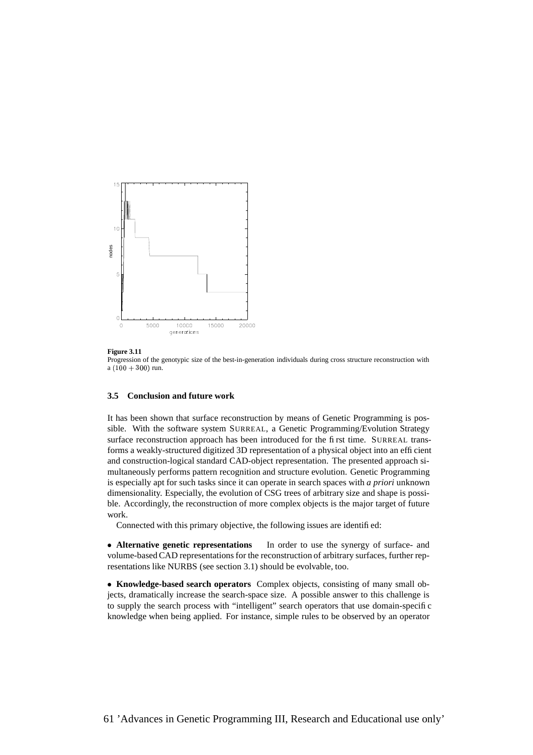**Figure 3.11**
Progression of the genotypic size of the best-in-generation individuals during cross structure reconstruction with a $(100 + 300)$ run.

### 3.5 Conclusion and future work

It has been shown that surface reconstruction by means of Genetic Programming is possible. With the software system SURREAL, a Genetic Programming/Evolution Strategy surface reconstruction approach has been introduced for the first time. SURREAL transforms a weakly-structured digitized 3D representation of a physical object into an efficient and construction-logical standard CAD-object representation. The presented approach simultaneously performs pattern recognition and structure evolution. Genetic Programming is especially apt for such tasks since it can operate in search spaces with *a priori* unknown dimensionality. Especially, the evolution of CSG trees of arbitrary size and shape is possible. Accordingly, the reconstruction of more complex objects is the major target of future work.

Connected with this primary objective, the following issues are identified:

- **Alternative genetic representations** In order to use the synergy of surface- and volume-based CAD representations for the reconstruction of arbitrary surfaces, further representations like NURBS (see section 3.1) should be evolvable, too.

- **Knowledge-based search operators** Complex objects, consisting of many small objects, dramatically increase the search-space size. A possible answer to this challenge is to supply the search process with "intelligent" search operators that use domain-specific knowledge when being applied. For instance, simple rules to be observed by an operator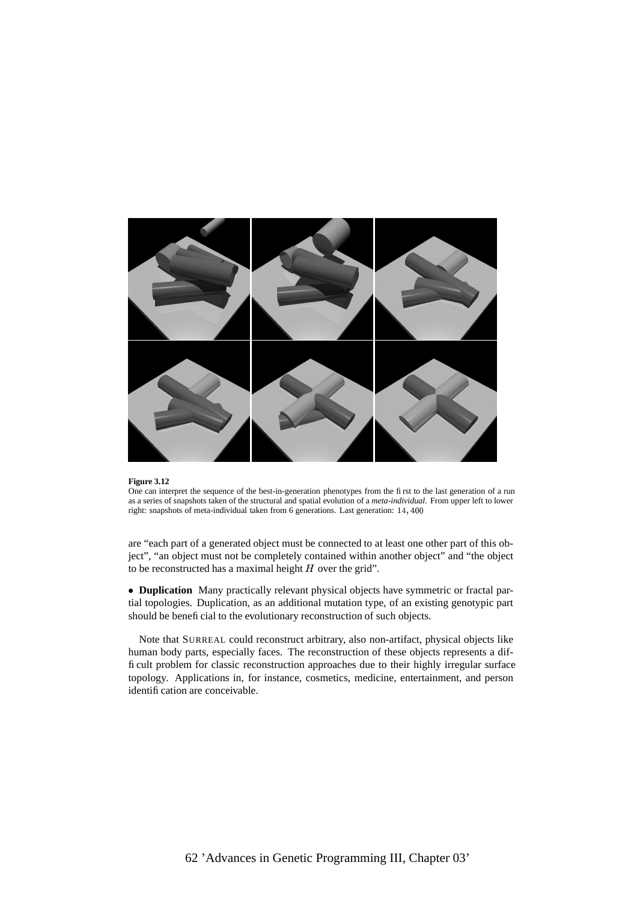**Figure 3.12**
One can interpret the sequence of the best-in-generation phenotypes from the first to the last generation of a run as a series of snapshots taken of the structural and spatial evolution of a *meta-individual*. From upper left to lower right: snapshots of meta-individual taken from 6 generations. Last generation: $14,400$

are "each part of a generated object must be connected to at least one other part of this object", "an object must not be completely contained within another object" and "the object to be reconstructed has a maximal height $H$ over the grid".

- **Duplication** Many practically relevant physical objects have symmetric or fractal partial topologies. Duplication, as an additional mutation type, of an existing genotypic part should be beneficial to the evolutionary reconstruction of such objects.

Note that SURREAL could reconstruct arbitrary, also non-artifact, physical objects like human body parts, especially faces. The reconstruction of these objects represents a difficult problem for classic reconstruction approaches due to their highly irregular surface topology. Applications in, for instance, cosmetics, medicine, entertainment, and person identification are conceivable.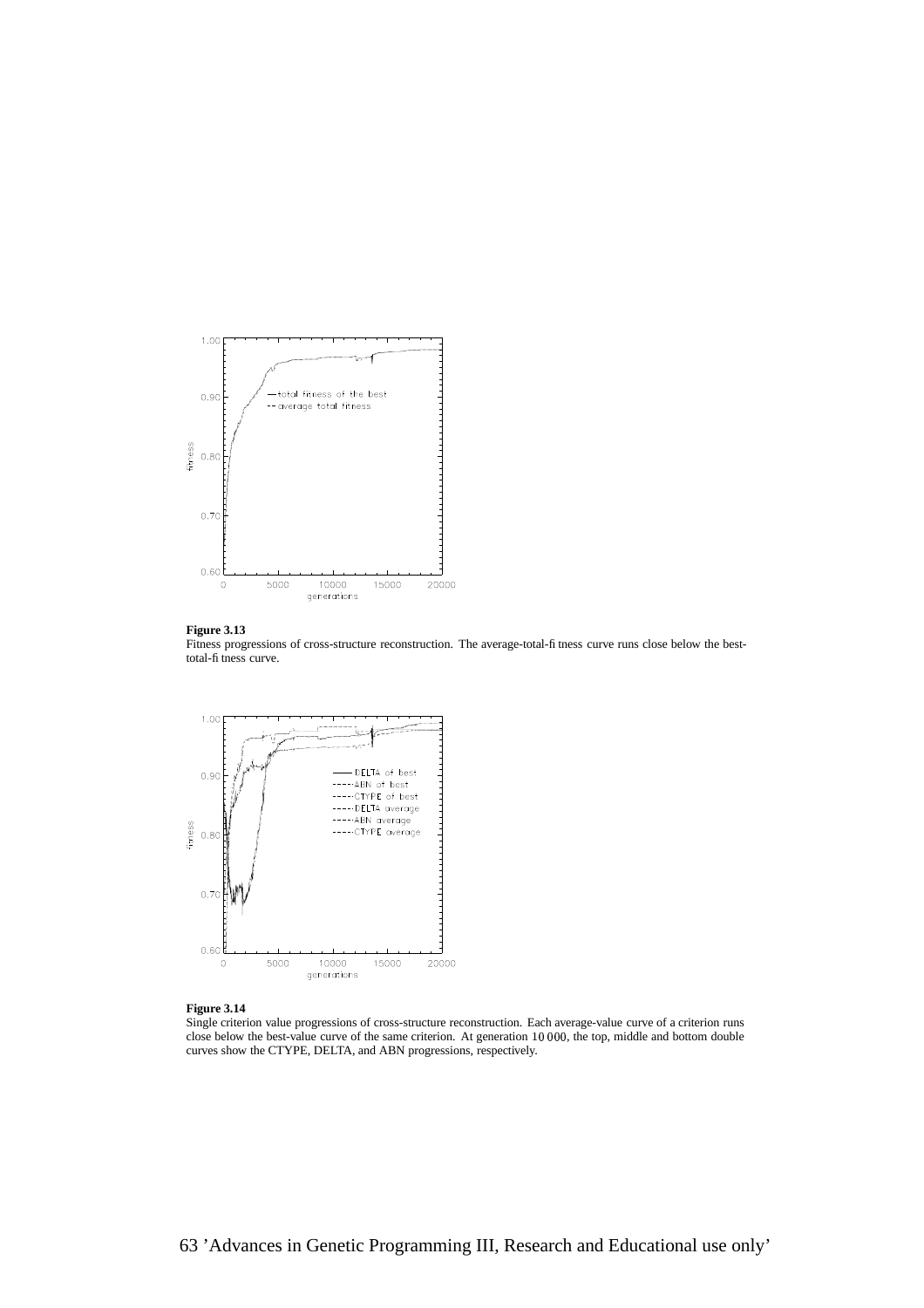**Figure 3.13**
Fitness progressions of cross-structure reconstruction. The average-total-fitness curve runs close below the best-total-fitness curve.

**Figure 3.14**
Single criterion value progressions of cross-structure reconstruction. Each average-value curve of a criterion runs close below the best-value curve of the same criterion. At generation 10 000, the top, middle and bottom double curves show the CTYPE, DELTA, and ABN progressions, respectively.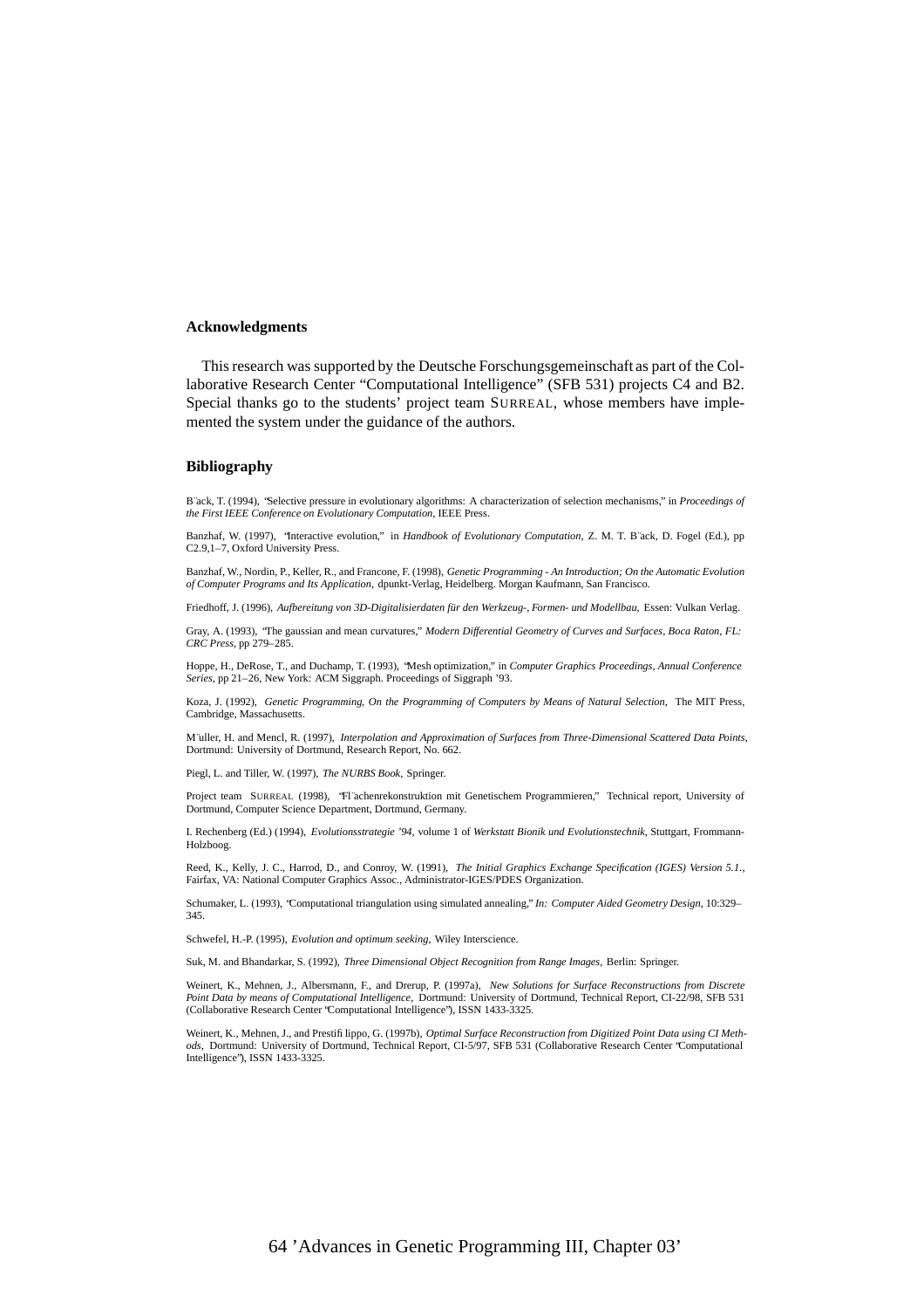### Acknowledgments

This research was supported by the Deutsche Forschungsgemeinschaft as part of the Collaborative Research Center "Computational Intelligence" (SFB 531) projects C4 and B2. Special thanks go to the students' project team SURREAL, whose members have implemented the system under the guidance of the authors.

### Bibliography

Bäck, T. (1994), "Selective pressure in evolutionary algorithms: A characterization of selection mechanisms," in *Proceedings of the First IEEE Conference on Evolutionary Computation*, IEEE Press.

Banzhaf, W. (1997), "Interactive evolution," in *Handbook of Evolutionary Computation*, Z. M. T. Bäck, D. Fogel (Ed.), pp C2.9,1–7, Oxford University Press.

Banzhaf, W., Nordin, P., Keller, R., and Francone, F. (1998), *Genetic Programming - An Introduction; On the Automatic Evolution of Computer Programs and Its Application*, dpunkt-Verlag, Heidelberg. Morgan Kaufmann, San Francisco.

Friedhoff, J. (1996), *Aufbereitung von 3D-Digitalisierdaten für den Werkzeug-, Formen- und Modellbau*, Essen: Vulkan Verlag.

Gray, A. (1993), "The gaussian and mean curvatures," *Modern Differential Geometry of Curves and Surfaces, Boca Raton, FL: CRC Press*, pp 279–285.

Hoppe, H., DeRose, T., and Duchamp, T. (1993), "Mesh optimization," in *Computer Graphics Proceedings, Annual Conference Series*, pp 21–26, New York: ACM Siggraph. Proceedings of Siggraph '93.

Koza, J. (1992), *Genetic Programming, On the Programming of Computers by Means of Natural Selection*, The MIT Press, Cambridge, Massachusetts.

Müller, H. and Mencl, R. (1997), *Interpolation and Approximation of Surfaces from Three-Dimensional Scattered Data Points*, Dortmund: University of Dortmund, Research Report, No. 662.

Piegl, L. and Tiller, W. (1997), *The NURBS Book*, Springer.

Project team SURREAL (1998), "Flächenrekonstruktion mit Genetischem Programmieren," Technical report, University of Dortmund, Computer Science Department, Dortmund, Germany.

I. Rechenberg (Ed.) (1994), *Evolutionsstrategie '94*, volume 1 of *Werkstatt Bionik und Evolutionstechnik*, Stuttgart, Frommann-Holzboog.

Reed, K., Kelly, J. C., Harrod, D., and Conroy, W. (1991), *The Initial Graphics Exchange Specification (IGES) Version 5.1.*, Fairfax, VA: National Computer Graphics Assoc., Administrator-IGES/PDES Organization.

Schumaker, L. (1993), "Computational triangulation using simulated annealing," *In: Computer Aided Geometry Design*, 10:329–345.

Schwefel, H.-P. (1995), *Evolution and optimum seeking*, Wiley Interscience.

Suk, M. and Bhandarkar, S. (1992), *Three Dimensional Object Recognition from Range Images*, Berlin: Springer.

Weinert, K., Mehnen, J., Albersmann, F., and Drerup, P. (1997a), *New Solutions for Surface Reconstructions from Discrete Point Data by means of Computational Intelligence*, Dortmund: University of Dortmund, Technical Report, CI-22/98, SFB 531 (Collaborative Research Center "Computational Intelligence"), ISSN 1433-3325.

Weinert, K., Mehnen, J., and Prestifilippo, G. (1997b), *Optimal Surface Reconstruction from Digitized Point Data using CI Methods*, Dortmund: University of Dortmund, Technical Report, CI-5/97, SFB 531 (Collaborative Research Center "Computational Intelligence"), ISSN 1433-3325.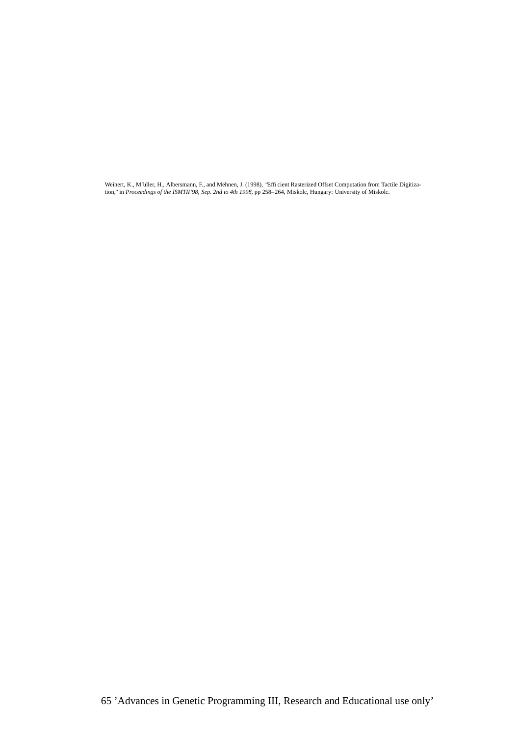Weinert, K., Müller, H., Albersmann, F., and Mehnen, J. (1998), "Efficient Rasterized Offset Computation from Tactile Digitization," in *Proceedings of the ISMTII'98, Sep. 2nd to 4th 1998*, pp 258–264, Miskolc, Hungary: University of Miskolc.